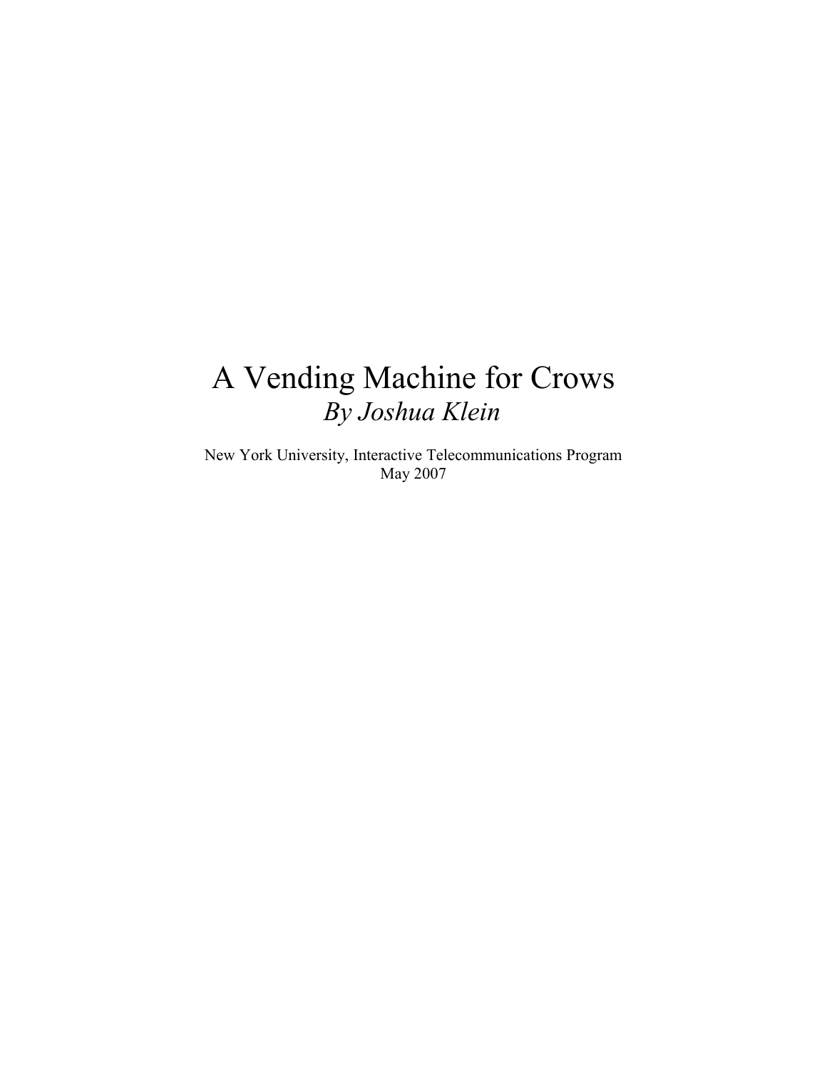# A Vending Machine for Crows

*By Joshua Klein*

New York University, Interactive Telecommunications Program
May 2007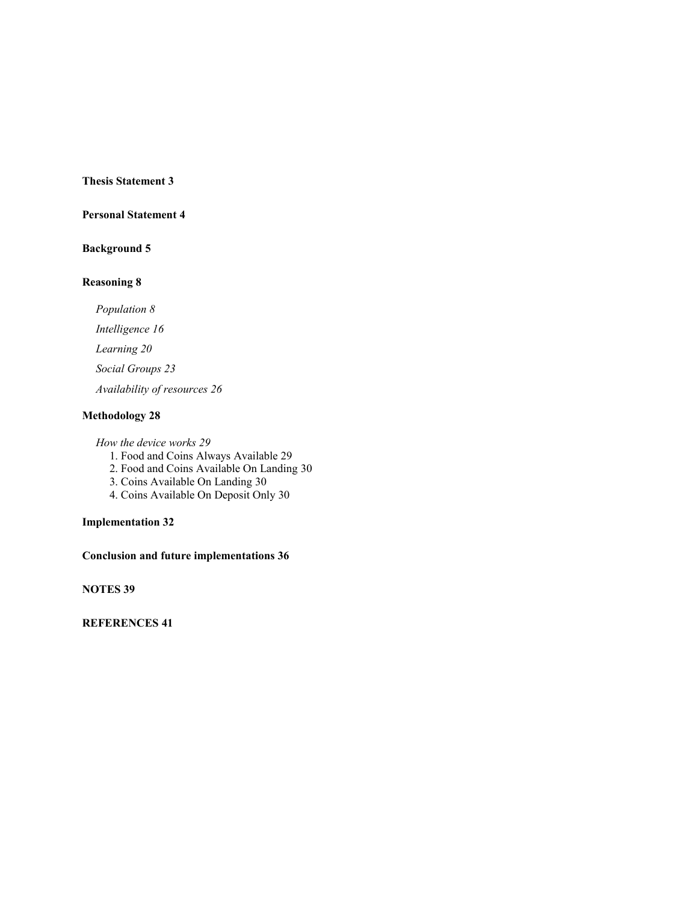**Thesis Statement 3**

**Personal Statement 4**

**Background 5**

**Reasoning 8**

*Population 8*

*Intelligence 16*

*Learning 20*

*Social Groups 23*

*Availability of resources 26*

**Methodology 28**

*How the device works 29*

1. Food and Coins Always Available 29
2. Food and Coins Available On Landing 30
3. Coins Available On Landing 30
4. Coins Available On Deposit Only 30

**Implementation 32**

**Conclusion and future implementations 36**

**NOTES 39**

**REFERENCES 41**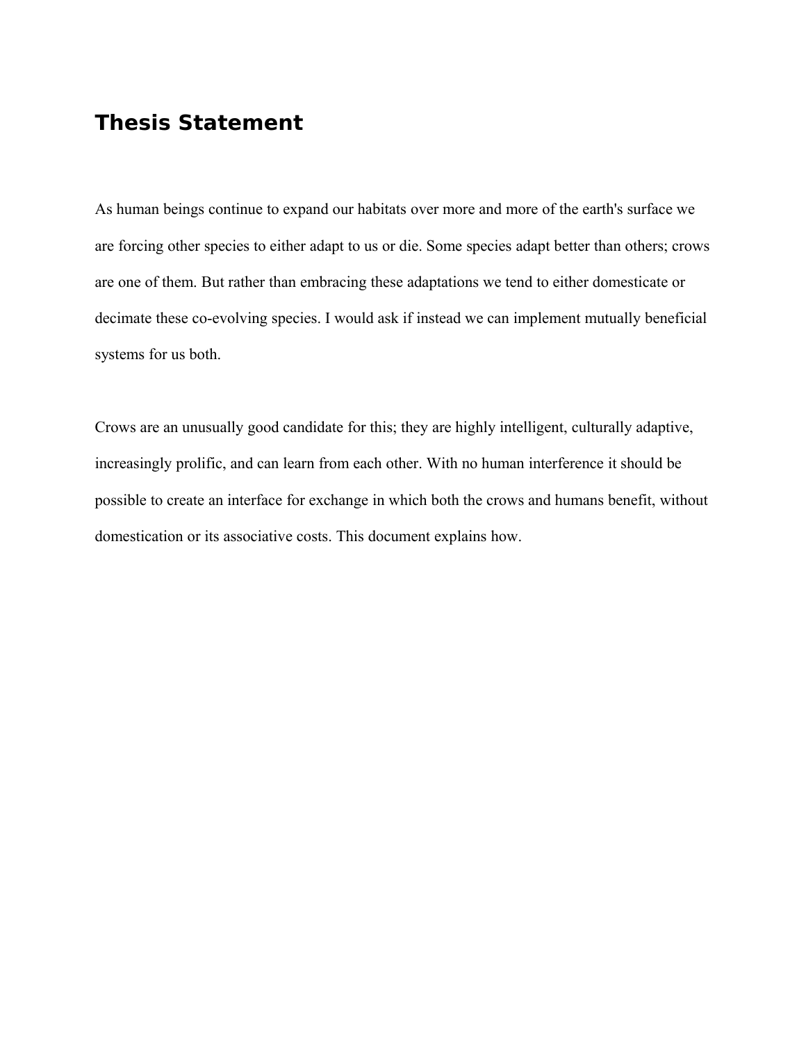# Thesis Statement

As human beings continue to expand our habitats over more and more of the earth's surface we are forcing other species to either adapt to us or die. Some species adapt better than others; crows are one of them. But rather than embracing these adaptations we tend to either domesticate or decimate these co-evolving species. I would ask if instead we can implement mutually beneficial systems for us both.

Crows are an unusually good candidate for this; they are highly intelligent, culturally adaptive, increasingly prolific, and can learn from each other. With no human interference it should be possible to create an interface for exchange in which both the crows and humans benefit, without domestication or its associative costs. This document explains how.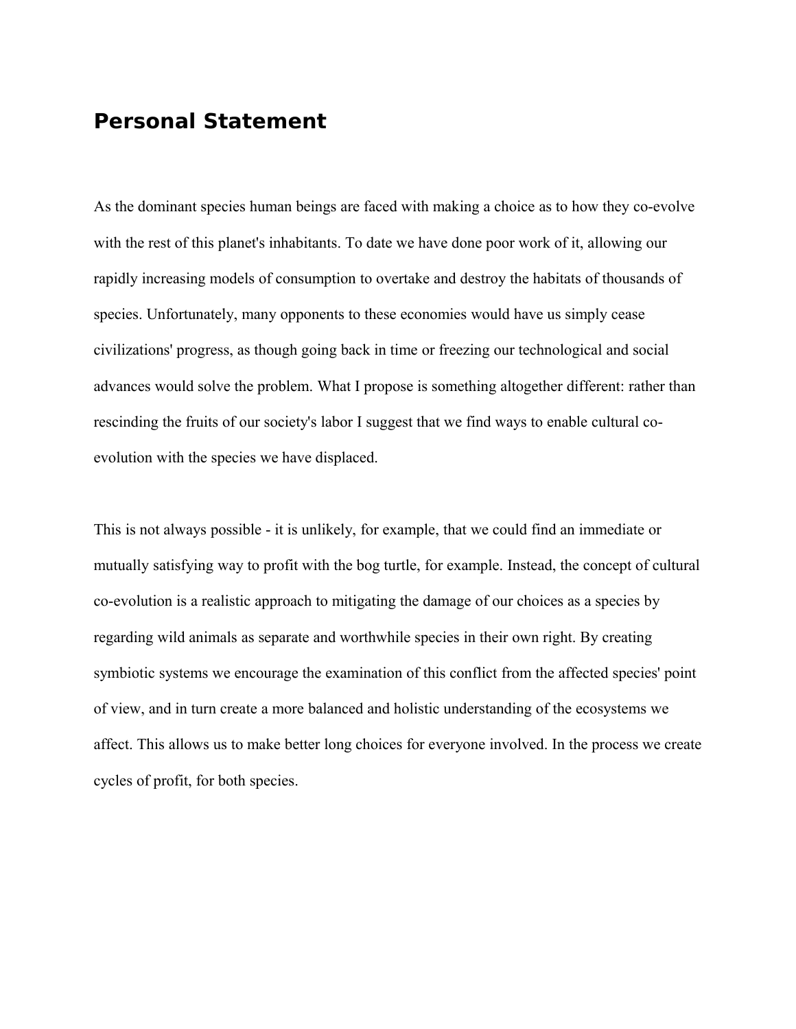# Personal Statement

As the dominant species human beings are faced with making a choice as to how they co-evolve with the rest of this planet's inhabitants. To date we have done poor work of it, allowing our rapidly increasing models of consumption to overtake and destroy the habitats of thousands of species. Unfortunately, many opponents to these economies would have us simply cease civilizations' progress, as though going back in time or freezing our technological and social advances would solve the problem. What I propose is something altogether different: rather than rescinding the fruits of our society's labor I suggest that we find ways to enable cultural co-evolution with the species we have displaced.

This is not always possible - it is unlikely, for example, that we could find an immediate or mutually satisfying way to profit with the bog turtle, for example. Instead, the concept of cultural co-evolution is a realistic approach to mitigating the damage of our choices as a species by regarding wild animals as separate and worthwhile species in their own right. By creating symbiotic systems we encourage the examination of this conflict from the affected species' point of view, and in turn create a more balanced and holistic understanding of the ecosystems we affect. This allows us to make better long choices for everyone involved. In the process we create cycles of profit, for both species.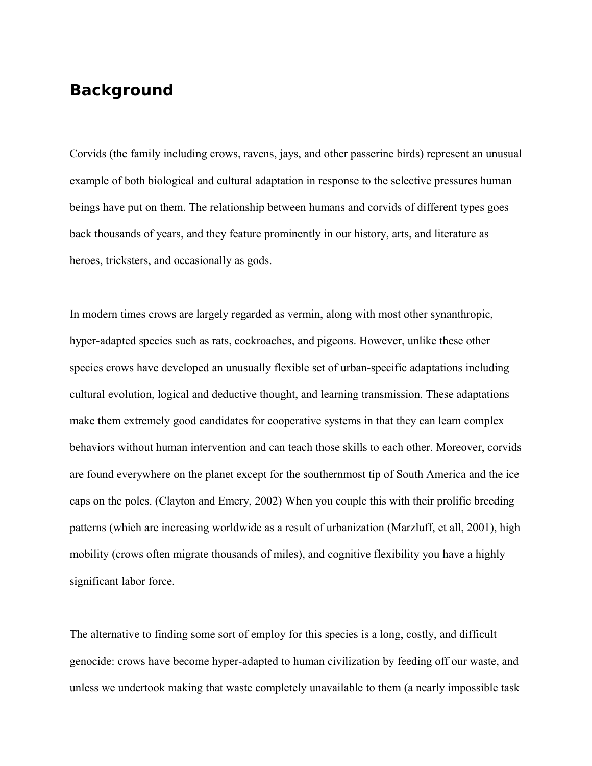## Background

Corvids (the family including crows, ravens, jays, and other passerine birds) represent an unusual example of both biological and cultural adaptation in response to the selective pressures human beings have put on them. The relationship between humans and corvids of different types goes back thousands of years, and they feature prominently in our history, arts, and literature as heroes, tricksters, and occasionally as gods.

In modern times crows are largely regarded as vermin, along with most other synanthropic, hyper-adapted species such as rats, cockroaches, and pigeons. However, unlike these other species crows have developed an unusually flexible set of urban-specific adaptations including cultural evolution, logical and deductive thought, and learning transmission. These adaptations make them extremely good candidates for cooperative systems in that they can learn complex behaviors without human intervention and can teach those skills to each other. Moreover, corvids are found everywhere on the planet except for the southernmost tip of South America and the ice caps on the poles. (Clayton and Emery, 2002) When you couple this with their prolific breeding patterns (which are increasing worldwide as a result of urbanization (Marzluff, et all, 2001), high mobility (crows often migrate thousands of miles), and cognitive flexibility you have a highly significant labor force.

The alternative to finding some sort of employ for this species is a long, costly, and difficult genocide: crows have become hyper-adapted to human civilization by feeding off our waste, and unless we undertook making that waste completely unavailable to them (a nearly impossible task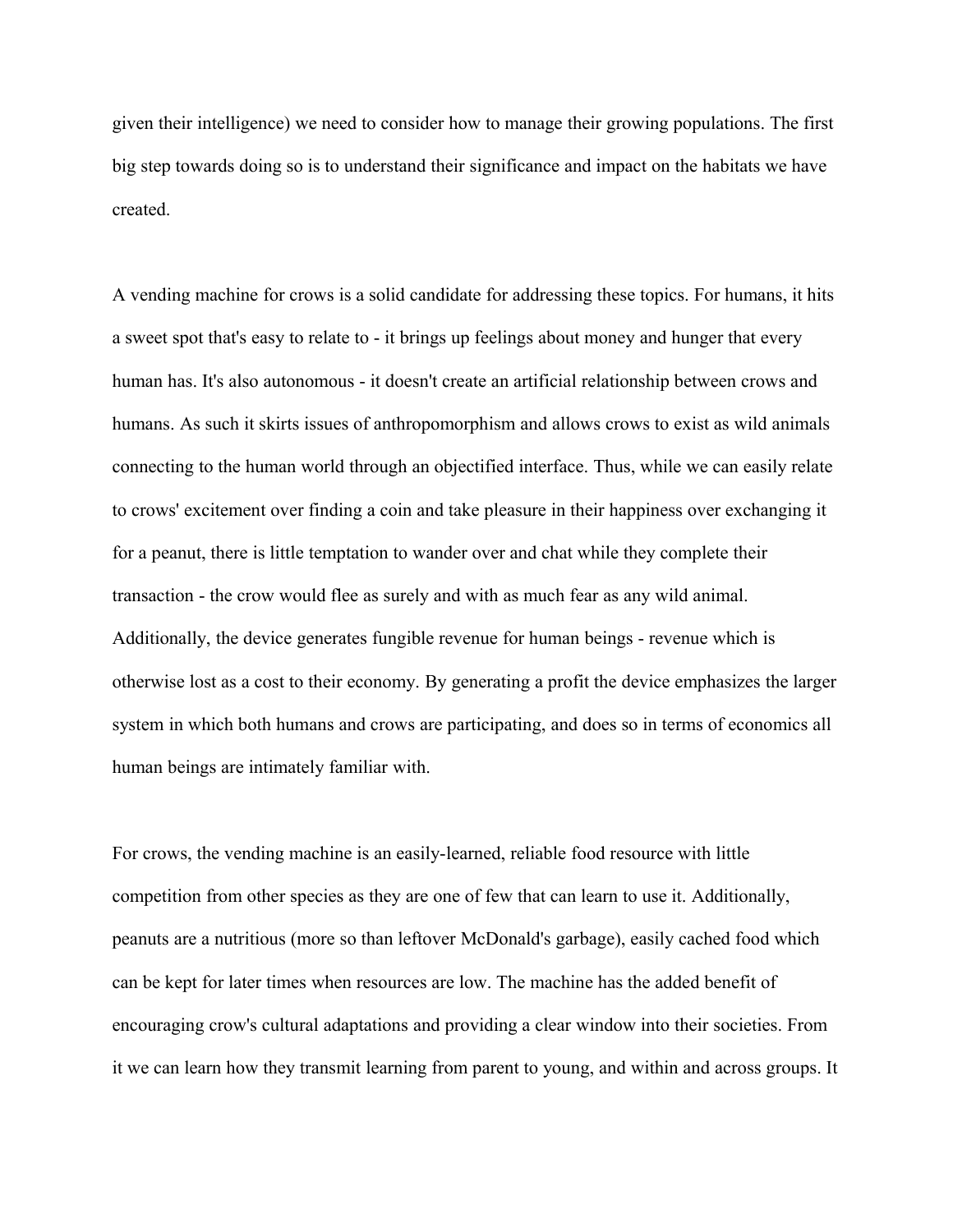given their intelligence) we need to consider how to manage their growing populations. The first big step towards doing so is to understand their significance and impact on the habitats we have created.

A vending machine for crows is a solid candidate for addressing these topics. For humans, it hits a sweet spot that's easy to relate to - it brings up feelings about money and hunger that every human has. It's also autonomous - it doesn't create an artificial relationship between crows and humans. As such it skirts issues of anthropomorphism and allows crows to exist as wild animals connecting to the human world through an objectified interface. Thus, while we can easily relate to crows' excitement over finding a coin and take pleasure in their happiness over exchanging it for a peanut, there is little temptation to wander over and chat while they complete their transaction - the crow would flee as surely and with as much fear as any wild animal. Additionally, the device generates fungible revenue for human beings - revenue which is otherwise lost as a cost to their economy. By generating a profit the device emphasizes the larger system in which both humans and crows are participating, and does so in terms of economics all human beings are intimately familiar with.

For crows, the vending machine is an easily-learned, reliable food resource with little competition from other species as they are one of few that can learn to use it. Additionally, peanuts are a nutritious (more so than leftover McDonald's garbage), easily cached food which can be kept for later times when resources are low. The machine has the added benefit of encouraging crow's cultural adaptations and providing a clear window into their societies. From it we can learn how they transmit learning from parent to young, and within and across groups. It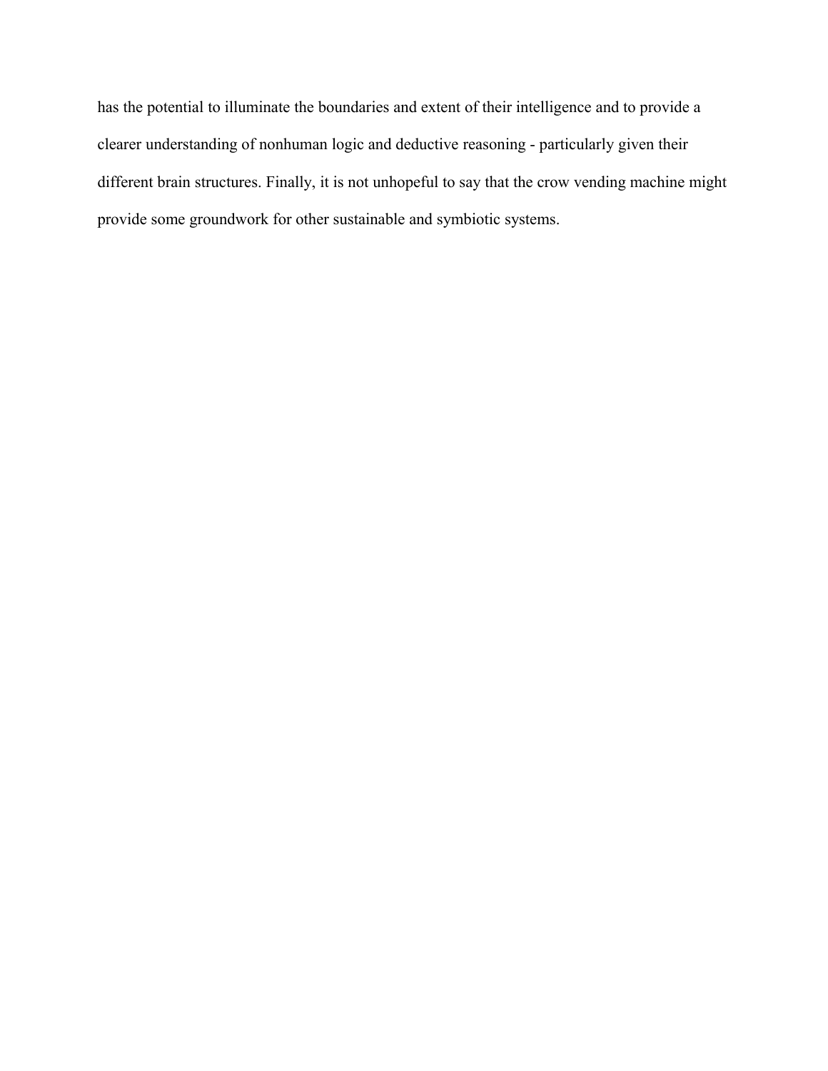has the potential to illuminate the boundaries and extent of their intelligence and to provide a clearer understanding of nonhuman logic and deductive reasoning - particularly given their different brain structures. Finally, it is not unhopeful to say that the crow vending machine might provide some groundwork for other sustainable and symbiotic systems.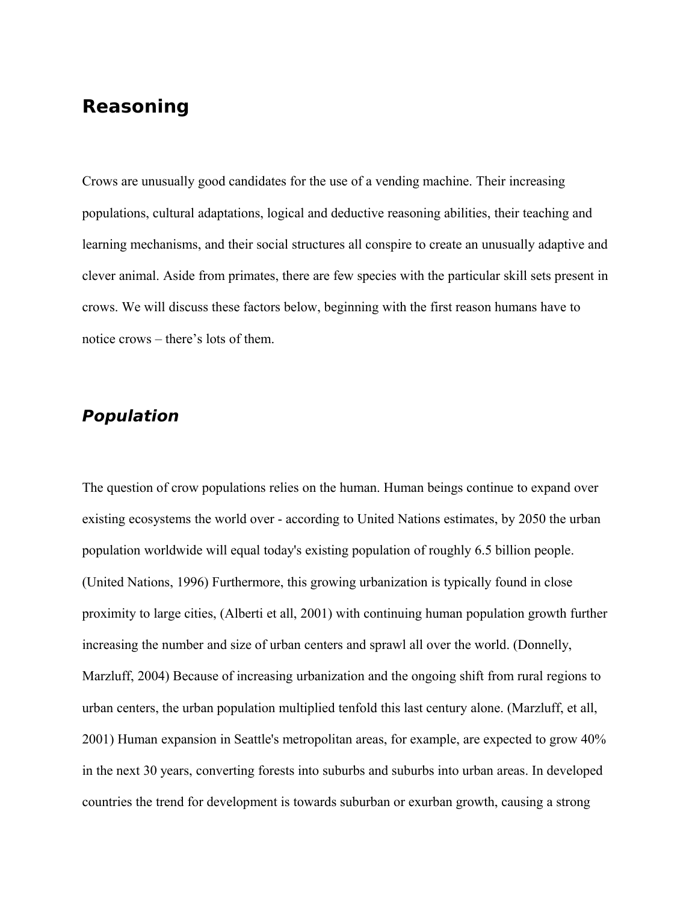## Reasoning

Crows are unusually good candidates for the use of a vending machine. Their increasing populations, cultural adaptations, logical and deductive reasoning abilities, their teaching and learning mechanisms, and their social structures all conspire to create an unusually adaptive and clever animal. Aside from primates, there are few species with the particular skill sets present in crows. We will discuss these factors below, beginning with the first reason humans have to notice crows – there's lots of them.

### *Population*

The question of crow populations relies on the human. Human beings continue to expand over existing ecosystems the world over - according to United Nations estimates, by 2050 the urban population worldwide will equal today's existing population of roughly 6.5 billion people. (United Nations, 1996) Furthermore, this growing urbanization is typically found in close proximity to large cities, (Alberti et all, 2001) with continuing human population growth further increasing the number and size of urban centers and sprawl all over the world. (Donnelly, Marzluff, 2004) Because of increasing urbanization and the ongoing shift from rural regions to urban centers, the urban population multiplied tenfold this last century alone. (Marzluff, et all, 2001) Human expansion in Seattle's metropolitan areas, for example, are expected to grow 40% in the next 30 years, converting forests into suburbs and suburbs into urban areas. In developed countries the trend for development is towards suburban or exurban growth, causing a strong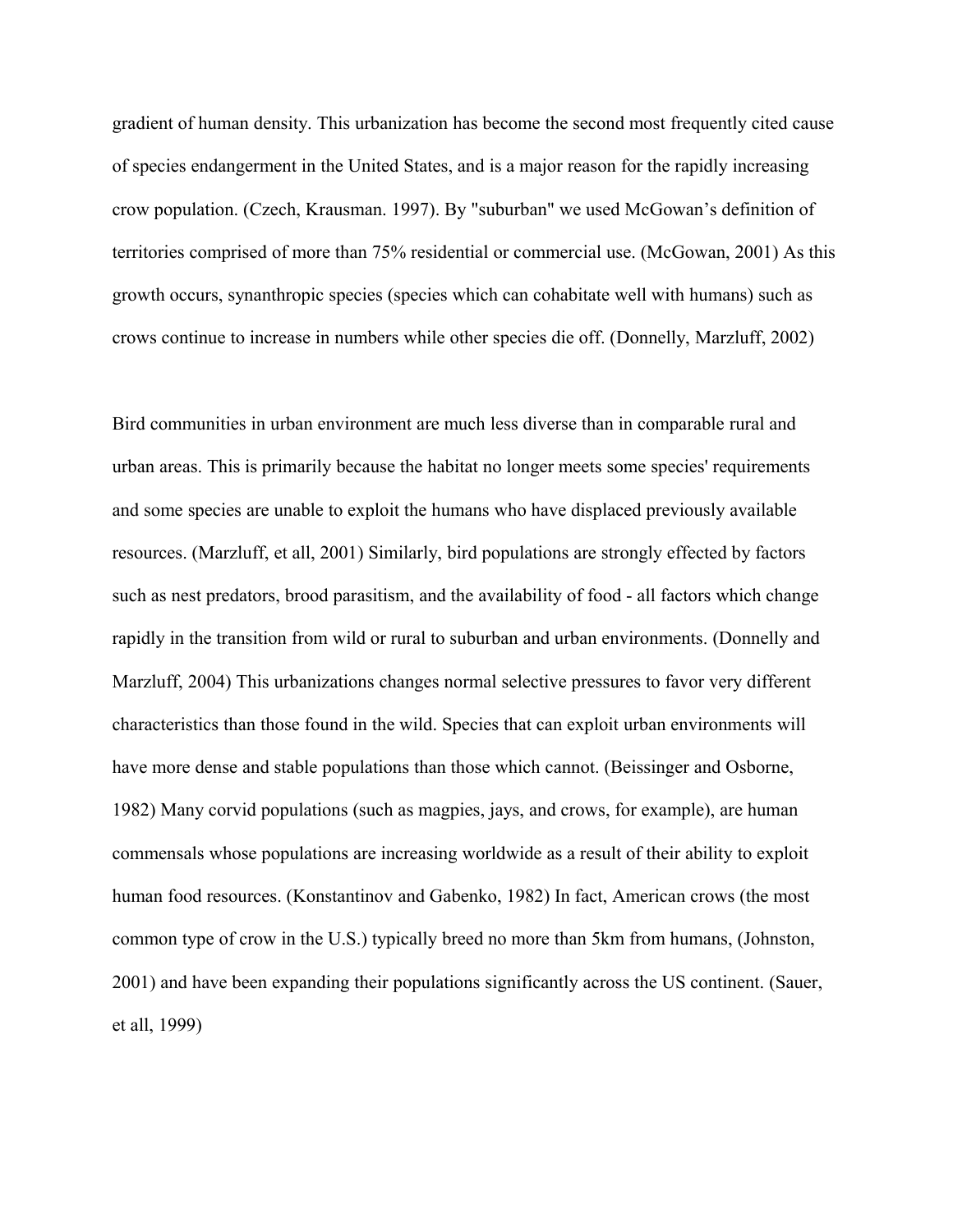gradient of human density. This urbanization has become the second most frequently cited cause of species endangerment in the United States, and is a major reason for the rapidly increasing crow population. (Czech, Krausman. 1997). By "suburban" we used McGowan's definition of territories comprised of more than 75% residential or commercial use. (McGowan, 2001) As this growth occurs, synanthropic species (species which can cohabitate well with humans) such as crows continue to increase in numbers while other species die off. (Donnelly, Marzluff, 2002)

Bird communities in urban environment are much less diverse than in comparable rural and urban areas. This is primarily because the habitat no longer meets some species' requirements and some species are unable to exploit the humans who have displaced previously available resources. (Marzluff, et all, 2001) Similarly, bird populations are strongly effected by factors such as nest predators, brood parasitism, and the availability of food - all factors which change rapidly in the transition from wild or rural to suburban and urban environments. (Donnelly and Marzluff, 2004) This urbanizations changes normal selective pressures to favor very different characteristics than those found in the wild. Species that can exploit urban environments will have more dense and stable populations than those which cannot. (Beissinger and Osborne, 1982) Many corvid populations (such as magpies, jays, and crows, for example), are human commensals whose populations are increasing worldwide as a result of their ability to exploit human food resources. (Konstantinov and Gabenko, 1982) In fact, American crows (the most common type of crow in the U.S.) typically breed no more than 5km from humans, (Johnston, 2001) and have been expanding their populations significantly across the US continent. (Sauer, et all, 1999)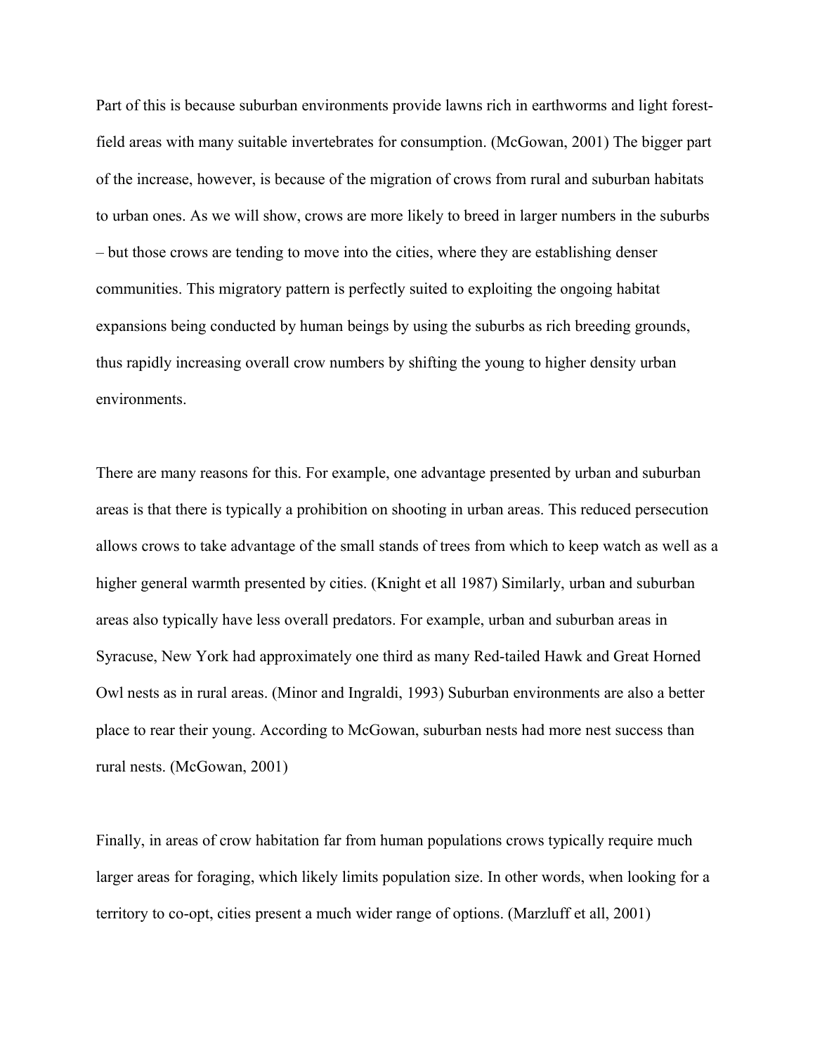Part of this is because suburban environments provide lawns rich in earthworms and light forest-field areas with many suitable invertebrates for consumption. (McGowan, 2001) The bigger part of the increase, however, is because of the migration of crows from rural and suburban habitats to urban ones. As we will show, crows are more likely to breed in larger numbers in the suburbs – but those crows are tending to move into the cities, where they are establishing denser communities. This migratory pattern is perfectly suited to exploiting the ongoing habitat expansions being conducted by human beings by using the suburbs as rich breeding grounds, thus rapidly increasing overall crow numbers by shifting the young to higher density urban environments.

There are many reasons for this. For example, one advantage presented by urban and suburban areas is that there is typically a prohibition on shooting in urban areas. This reduced persecution allows crows to take advantage of the small stands of trees from which to keep watch as well as a higher general warmth presented by cities. (Knight et all 1987) Similarly, urban and suburban areas also typically have less overall predators. For example, urban and suburban areas in Syracuse, New York had approximately one third as many Red-tailed Hawk and Great Horned Owl nests as in rural areas. (Minor and Ingraldi, 1993) Suburban environments are also a better place to rear their young. According to McGowan, suburban nests had more nest success than rural nests. (McGowan, 2001)

Finally, in areas of crow habitation far from human populations crows typically require much larger areas for foraging, which likely limits population size. In other words, when looking for a territory to co-opt, cities present a much wider range of options. (Marzluff et all, 2001)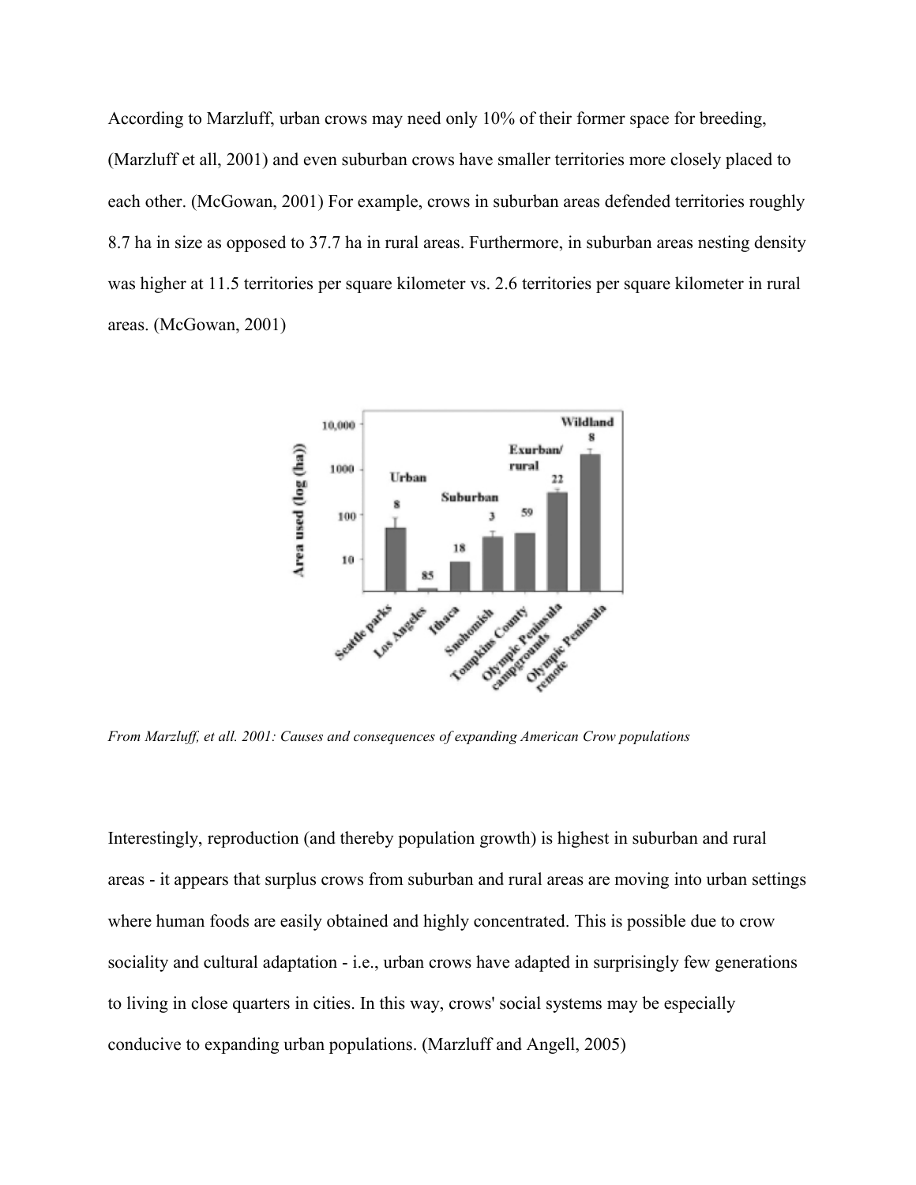According to Marzluff, urban crows may need only 10% of their former space for breeding, (Marzluff et all, 2001) and even suburban crows have smaller territories more closely placed to each other. (McGowan, 2001) For example, crows in suburban areas defended territories roughly 8.7 ha in size as opposed to 37.7 ha in rural areas. Furthermore, in suburban areas nesting density was higher at 11.5 territories per square kilometer vs. 2.6 territories per square kilometer in rural areas. (McGowan, 2001)

*From Marzluff, et all. 2001: Causes and consequences of expanding American Crow populations*

Interestingly, reproduction (and thereby population growth) is highest in suburban and rural areas - it appears that surplus crows from suburban and rural areas are moving into urban settings where human foods are easily obtained and highly concentrated. This is possible due to crow sociality and cultural adaptation - i.e., urban crows have adapted in surprisingly few generations to living in close quarters in cities. In this way, crows' social systems may be especially conducive to expanding urban populations. (Marzluff and Angell, 2005)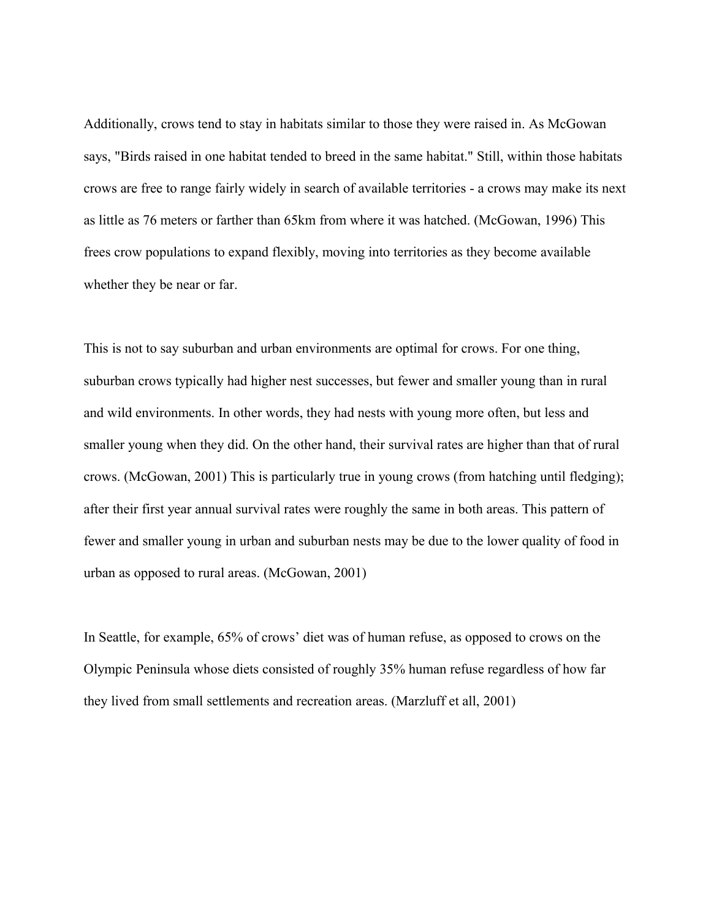Additionally, crows tend to stay in habitats similar to those they were raised in. As McGowan says, "Birds raised in one habitat tended to breed in the same habitat." Still, within those habitats crows are free to range fairly widely in search of available territories - a crows may make its next as little as 76 meters or farther than 65km from where it was hatched. (McGowan, 1996) This frees crow populations to expand flexibly, moving into territories as they become available whether they be near or far.

This is not to say suburban and urban environments are optimal for crows. For one thing, suburban crows typically had higher nest successes, but fewer and smaller young than in rural and wild environments. In other words, they had nests with young more often, but less and smaller young when they did. On the other hand, their survival rates are higher than that of rural crows. (McGowan, 2001) This is particularly true in young crows (from hatching until fledging); after their first year annual survival rates were roughly the same in both areas. This pattern of fewer and smaller young in urban and suburban nests may be due to the lower quality of food in urban as opposed to rural areas. (McGowan, 2001)

In Seattle, for example, 65% of crows' diet was of human refuse, as opposed to crows on the Olympic Peninsula whose diets consisted of roughly 35% human refuse regardless of how far they lived from small settlements and recreation areas. (Marzluff et all, 2001)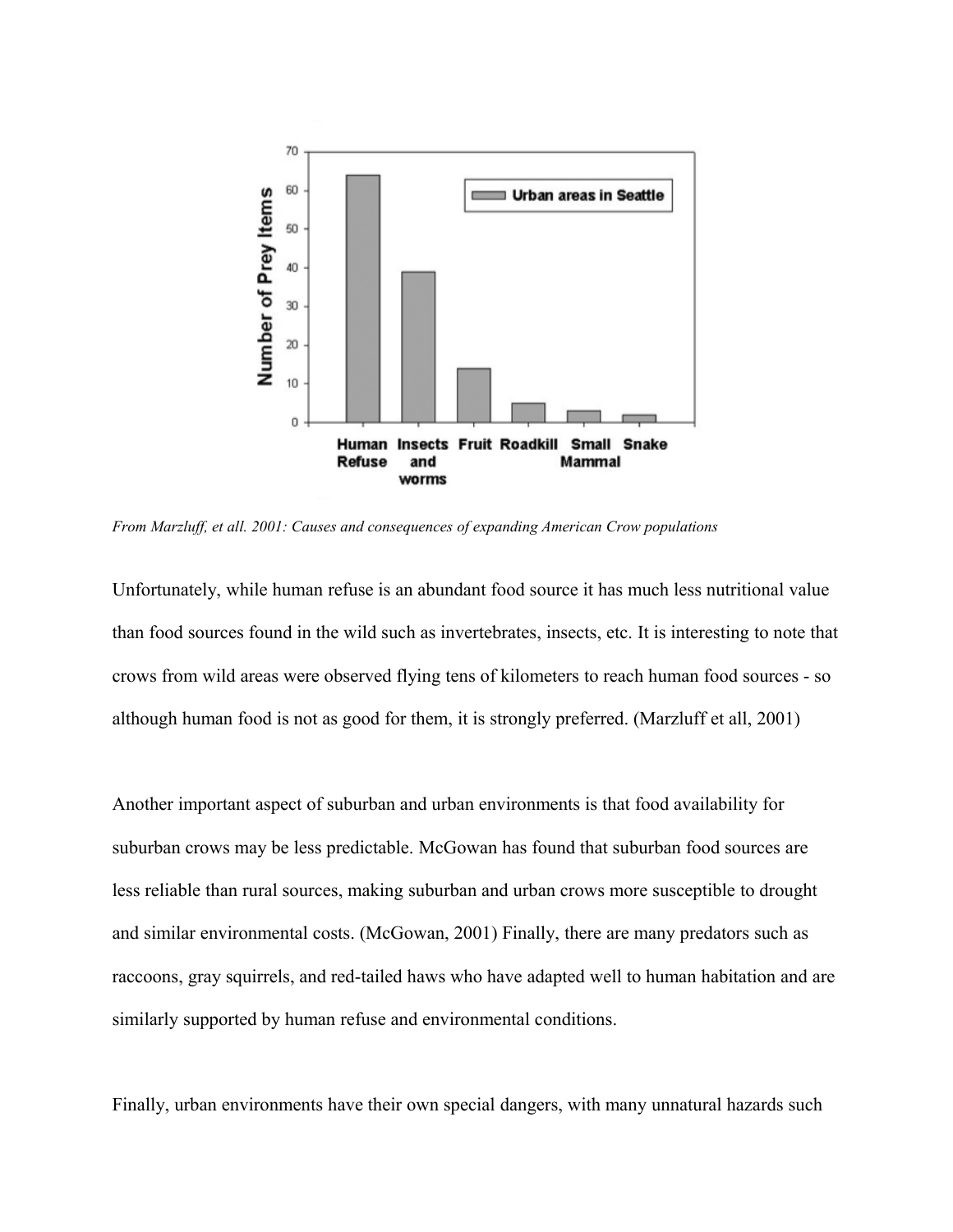*From Marzluff, et all. 2001: Causes and consequences of expanding American Crow populations*

Unfortunately, while human refuse is an abundant food source it has much less nutritional value than food sources found in the wild such as invertebrates, insects, etc. It is interesting to note that crows from wild areas were observed flying tens of kilometers to reach human food sources - so although human food is not as good for them, it is strongly preferred. (Marzluff et all, 2001)

Another important aspect of suburban and urban environments is that food availability for suburban crows may be less predictable. McGowan has found that suburban food sources are less reliable than rural sources, making suburban and urban crows more susceptible to drought and similar environmental costs. (McGowan, 2001) Finally, there are many predators such as raccoons, gray squirrels, and red-tailed haws who have adapted well to human habitation and are similarly supported by human refuse and environmental conditions.

Finally, urban environments have their own special dangers, with many unnatural hazards such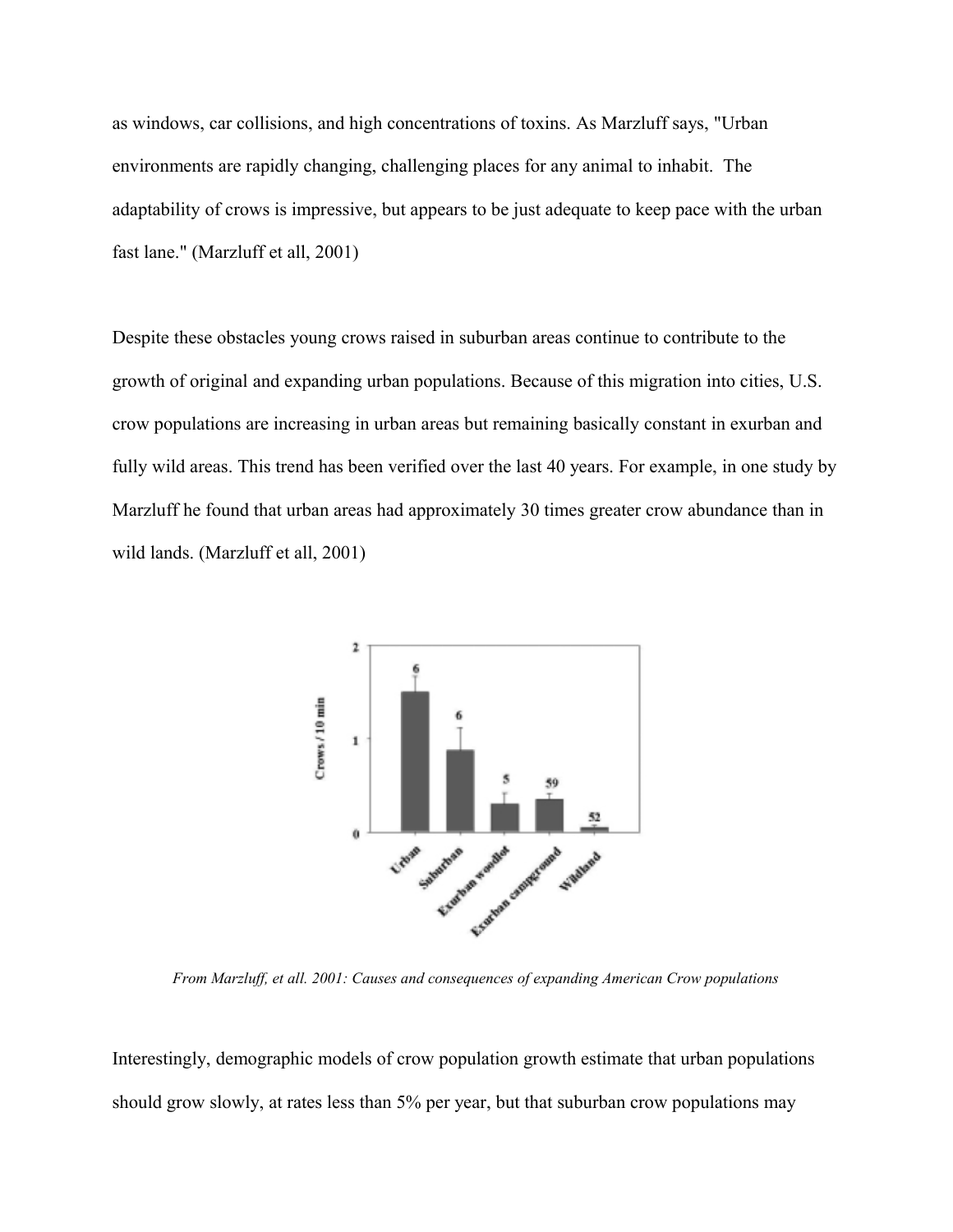as windows, car collisions, and high concentrations of toxins. As Marzluff says, "Urban environments are rapidly changing, challenging places for any animal to inhabit. The adaptability of crows is impressive, but appears to be just adequate to keep pace with the urban fast lane." (Marzluff et all, 2001)

Despite these obstacles young crows raised in suburban areas continue to contribute to the growth of original and expanding urban populations. Because of this migration into cities, U.S. crow populations are increasing in urban areas but remaining basically constant in exurban and fully wild areas. This trend has been verified over the last 40 years. For example, in one study by Marzluff he found that urban areas had approximately 30 times greater crow abundance than in wild lands. (Marzluff et all, 2001)

*From Marzluff, et all. 2001: Causes and consequences of expanding American Crow populations*

Interestingly, demographic models of crow population growth estimate that urban populations should grow slowly, at rates less than 5% per year, but that suburban crow populations may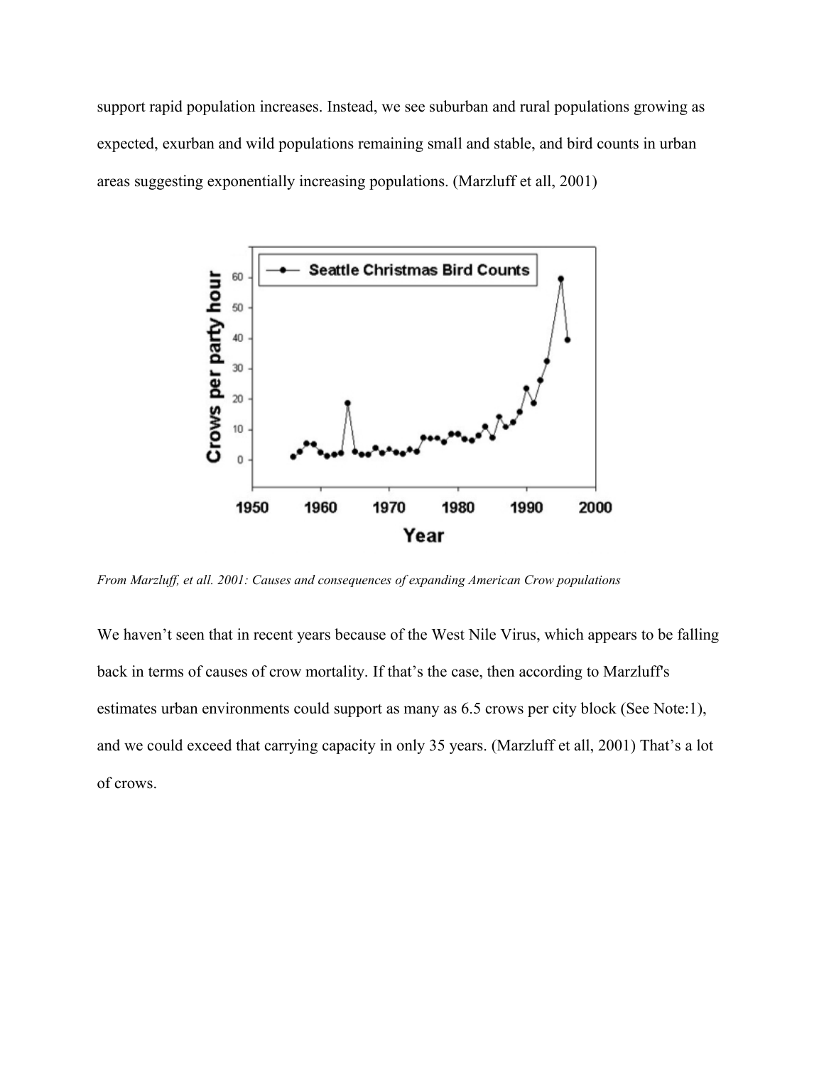support rapid population increases. Instead, we see suburban and rural populations growing as expected, exurban and wild populations remaining small and stable, and bird counts in urban areas suggesting exponentially increasing populations. (Marzluff et all, 2001)

*From Marzluff, et all. 2001: Causes and consequences of expanding American Crow populations*

We haven't seen that in recent years because of the West Nile Virus, which appears to be falling back in terms of causes of crow mortality. If that's the case, then according to Marzluff's estimates urban environments could support as many as 6.5 crows per city block (See Note:1), and we could exceed that carrying capacity in only 35 years. (Marzluff et all, 2001) That's a lot of crows.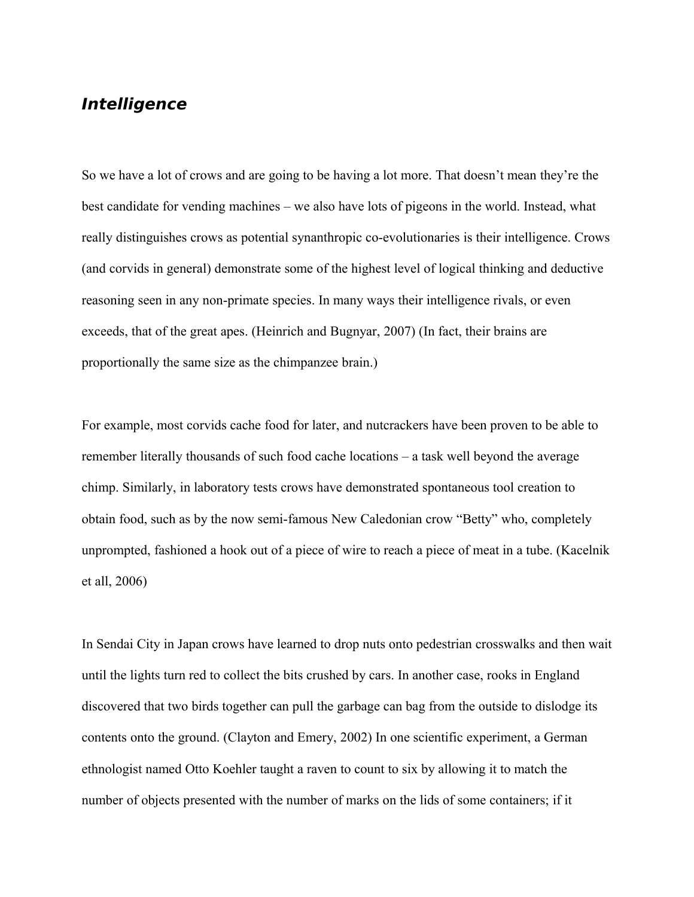## *Intelligence*

So we have a lot of crows and are going to be having a lot more. That doesn't mean they're the best candidate for vending machines – we also have lots of pigeons in the world. Instead, what really distinguishes crows as potential synanthropic co-evolutionaries is their intelligence. Crows (and corvids in general) demonstrate some of the highest level of logical thinking and deductive reasoning seen in any non-primate species. In many ways their intelligence rivals, or even exceeds, that of the great apes. (Heinrich and Bugnyar, 2007) (In fact, their brains are proportionally the same size as the chimpanzee brain.)

For example, most corvids cache food for later, and nutcrackers have been proven to be able to remember literally thousands of such food cache locations – a task well beyond the average chimp. Similarly, in laboratory tests crows have demonstrated spontaneous tool creation to obtain food, such as by the now semi-famous New Caledonian crow "Betty" who, completely unprompted, fashioned a hook out of a piece of wire to reach a piece of meat in a tube. (Kacelnik et all, 2006)

In Sendai City in Japan crows have learned to drop nuts onto pedestrian crosswalks and then wait until the lights turn red to collect the bits crushed by cars. In another case, rooks in England discovered that two birds together can pull the garbage can bag from the outside to dislodge its contents onto the ground. (Clayton and Emery, 2002) In one scientific experiment, a German ethnologist named Otto Koehler taught a raven to count to six by allowing it to match the number of objects presented with the number of marks on the lids of some containers; if it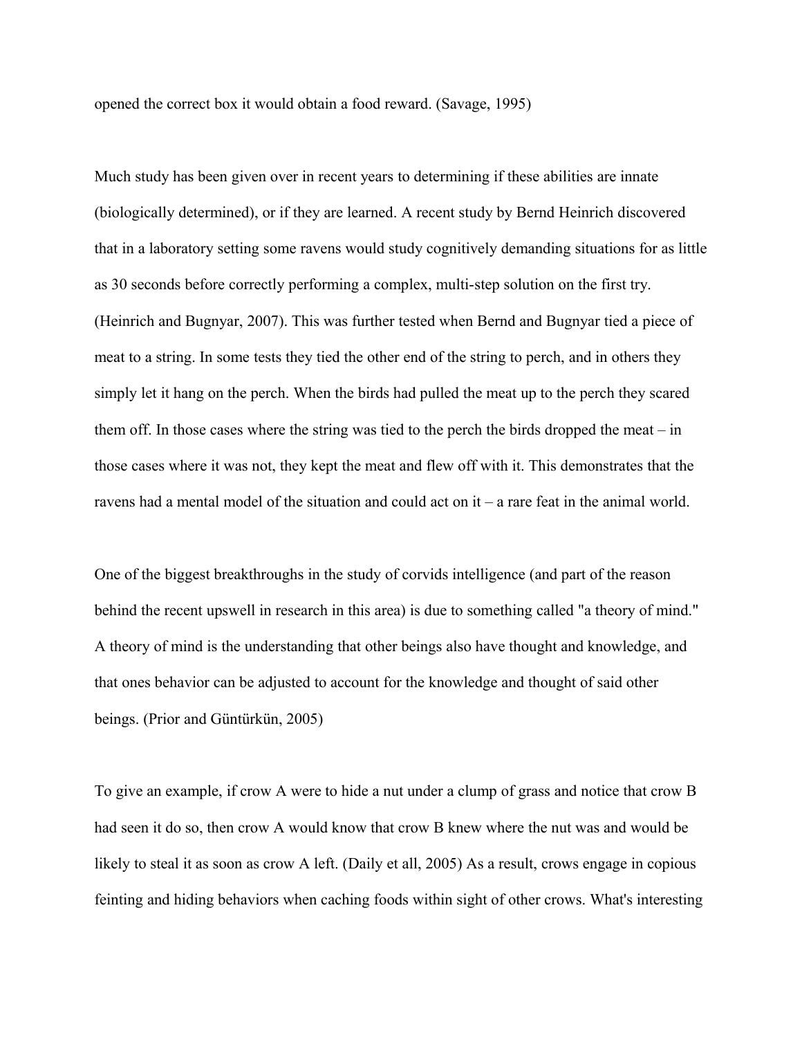opened the correct box it would obtain a food reward. (Savage, 1995)

Much study has been given over in recent years to determining if these abilities are innate (biologically determined), or if they are learned. A recent study by Bernd Heinrich discovered that in a laboratory setting some ravens would study cognitively demanding situations for as little as 30 seconds before correctly performing a complex, multi-step solution on the first try. (Heinrich and Bugnyar, 2007). This was further tested when Bernd and Bugnyar tied a piece of meat to a string. In some tests they tied the other end of the string to perch, and in others they simply let it hang on the perch. When the birds had pulled the meat up to the perch they scared them off. In those cases where the string was tied to the perch the birds dropped the meat – in those cases where it was not, they kept the meat and flew off with it. This demonstrates that the ravens had a mental model of the situation and could act on it – a rare feat in the animal world.

One of the biggest breakthroughs in the study of corvids intelligence (and part of the reason behind the recent upswell in research in this area) is due to something called "a theory of mind." A theory of mind is the understanding that other beings also have thought and knowledge, and that ones behavior can be adjusted to account for the knowledge and thought of said other beings. (Prior and Güntürkün, 2005)

To give an example, if crow A were to hide a nut under a clump of grass and notice that crow B had seen it do so, then crow A would know that crow B knew where the nut was and would be likely to steal it as soon as crow A left. (Daily et all, 2005) As a result, crows engage in copious feinting and hiding behaviors when caching foods within sight of other crows. What's interesting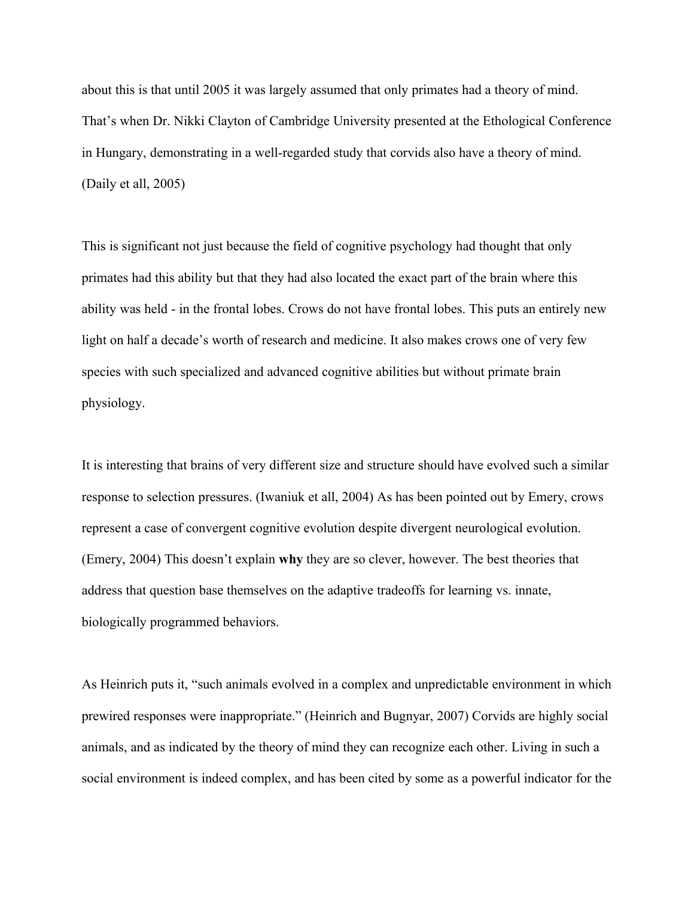about this is that until 2005 it was largely assumed that only primates had a theory of mind. That's when Dr. Nikki Clayton of Cambridge University presented at the Ethological Conference in Hungary, demonstrating in a well-regarded study that corvids also have a theory of mind. (Daily et all, 2005)

This is significant not just because the field of cognitive psychology had thought that only primates had this ability but that they had also located the exact part of the brain where this ability was held - in the frontal lobes. Crows do not have frontal lobes. This puts an entirely new light on half a decade's worth of research and medicine. It also makes crows one of very few species with such specialized and advanced cognitive abilities but without primate brain physiology.

It is interesting that brains of very different size and structure should have evolved such a similar response to selection pressures. (Iwaniuk et all, 2004) As has been pointed out by Emery, crows represent a case of convergent cognitive evolution despite divergent neurological evolution. (Emery, 2004) This doesn't explain **why** they are so clever, however. The best theories that address that question base themselves on the adaptive tradeoffs for learning vs. innate, biologically programmed behaviors.

As Heinrich puts it, "such animals evolved in a complex and unpredictable environment in which prewired responses were inappropriate." (Heinrich and Bugnyar, 2007) Corvids are highly social animals, and as indicated by the theory of mind they can recognize each other. Living in such a social environment is indeed complex, and has been cited by some as a powerful indicator for the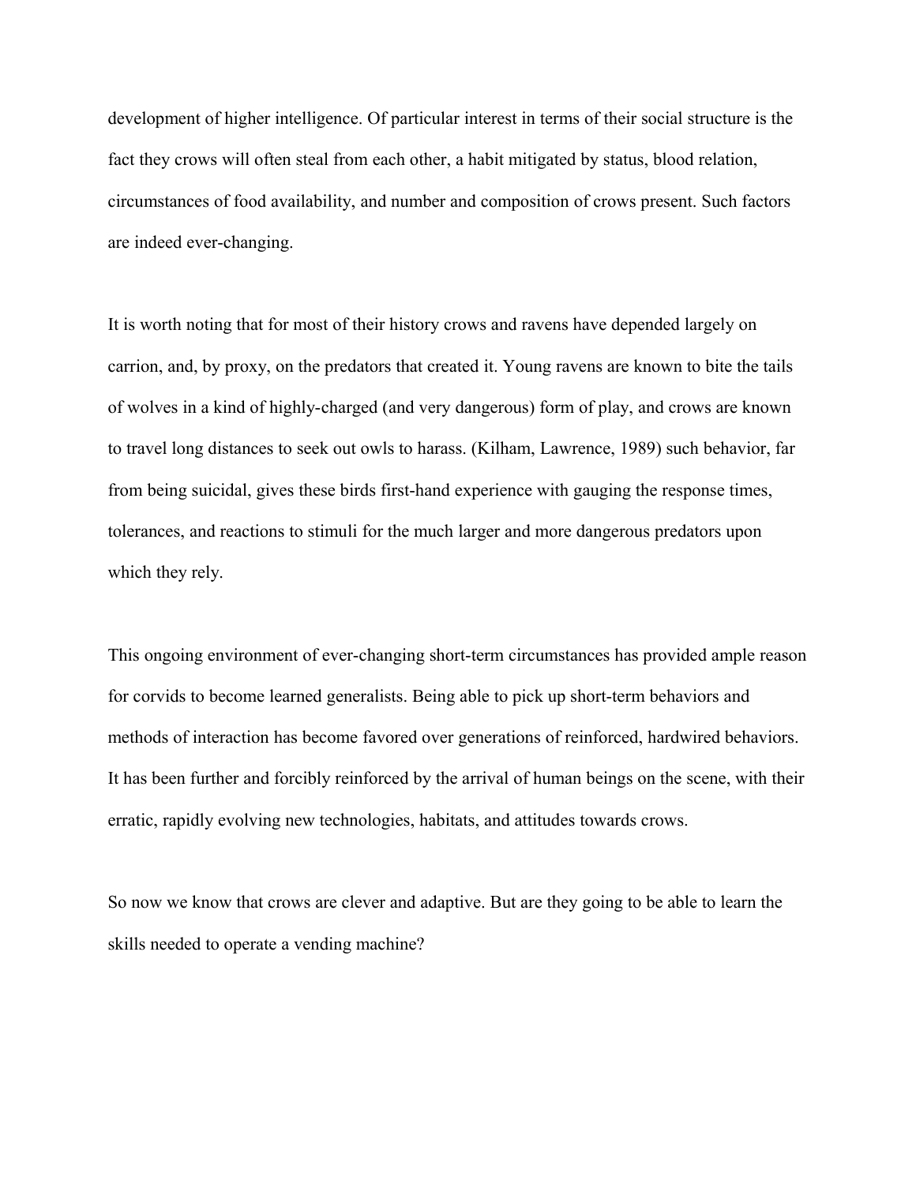development of higher intelligence. Of particular interest in terms of their social structure is the fact they crows will often steal from each other, a habit mitigated by status, blood relation, circumstances of food availability, and number and composition of crows present. Such factors are indeed ever-changing.

It is worth noting that for most of their history crows and ravens have depended largely on carrion, and, by proxy, on the predators that created it. Young ravens are known to bite the tails of wolves in a kind of highly-charged (and very dangerous) form of play, and crows are known to travel long distances to seek out owls to harass. (Kilham, Lawrence, 1989) such behavior, far from being suicidal, gives these birds first-hand experience with gauging the response times, tolerances, and reactions to stimuli for the much larger and more dangerous predators upon which they rely.

This ongoing environment of ever-changing short-term circumstances has provided ample reason for corvids to become learned generalists. Being able to pick up short-term behaviors and methods of interaction has become favored over generations of reinforced, hardwired behaviors. It has been further and forcibly reinforced by the arrival of human beings on the scene, with their erratic, rapidly evolving new technologies, habitats, and attitudes towards crows.

So now we know that crows are clever and adaptive. But are they going to be able to learn the skills needed to operate a vending machine?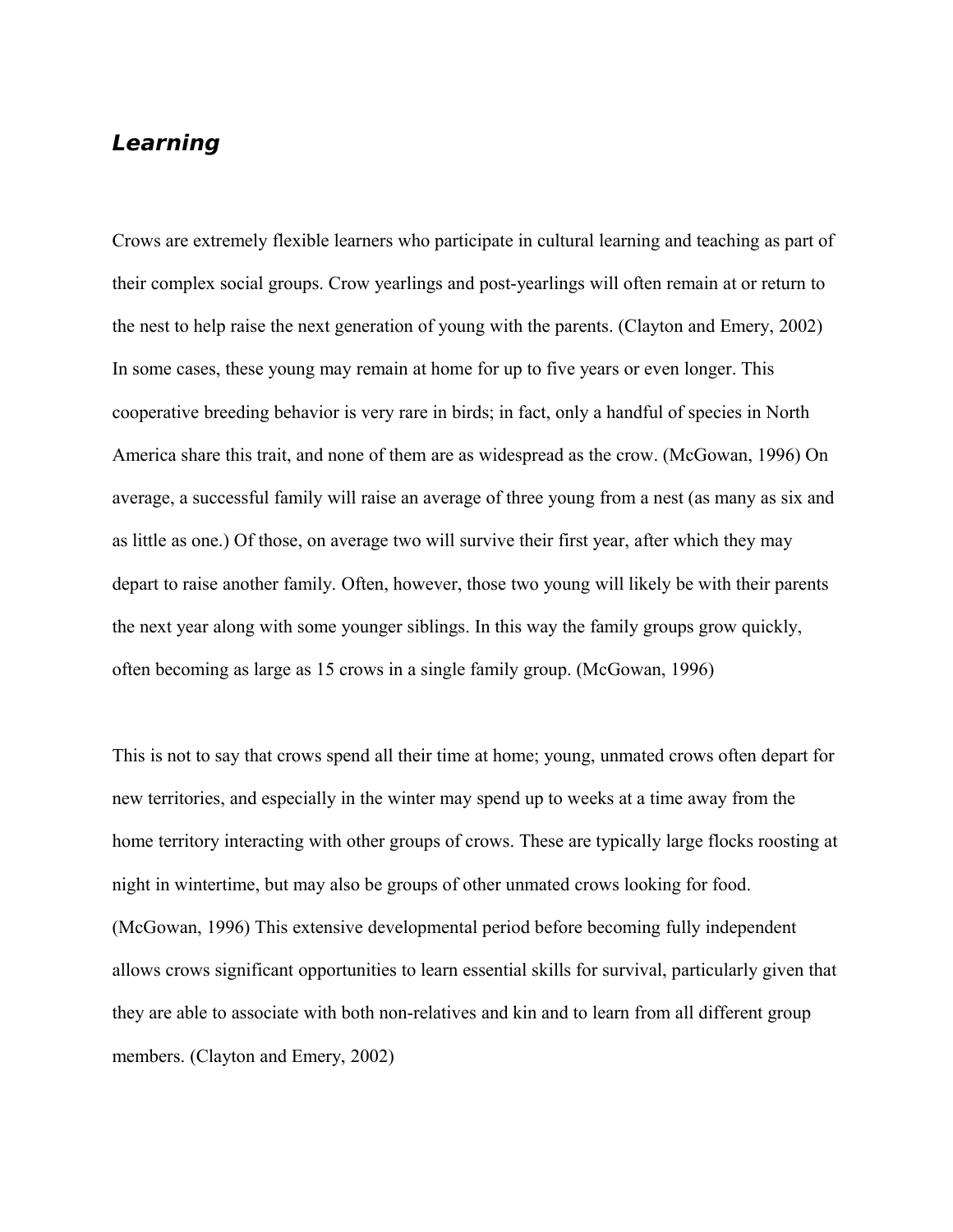## *Learning*

Crows are extremely flexible learners who participate in cultural learning and teaching as part of their complex social groups. Crow yearlings and post-yearlings will often remain at or return to the nest to help raise the next generation of young with the parents. (Clayton and Emery, 2002) In some cases, these young may remain at home for up to five years or even longer. This cooperative breeding behavior is very rare in birds; in fact, only a handful of species in North America share this trait, and none of them are as widespread as the crow. (McGowan, 1996) On average, a successful family will raise an average of three young from a nest (as many as six and as little as one.) Of those, on average two will survive their first year, after which they may depart to raise another family. Often, however, those two young will likely be with their parents the next year along with some younger siblings. In this way the family groups grow quickly, often becoming as large as 15 crows in a single family group. (McGowan, 1996)

This is not to say that crows spend all their time at home; young, unmated crows often depart for new territories, and especially in the winter may spend up to weeks at a time away from the home territory interacting with other groups of crows. These are typically large flocks roosting at night in wintertime, but may also be groups of other unmated crows looking for food. (McGowan, 1996) This extensive developmental period before becoming fully independent allows crows significant opportunities to learn essential skills for survival, particularly given that they are able to associate with both non-relatives and kin and to learn from all different group members. (Clayton and Emery, 2002)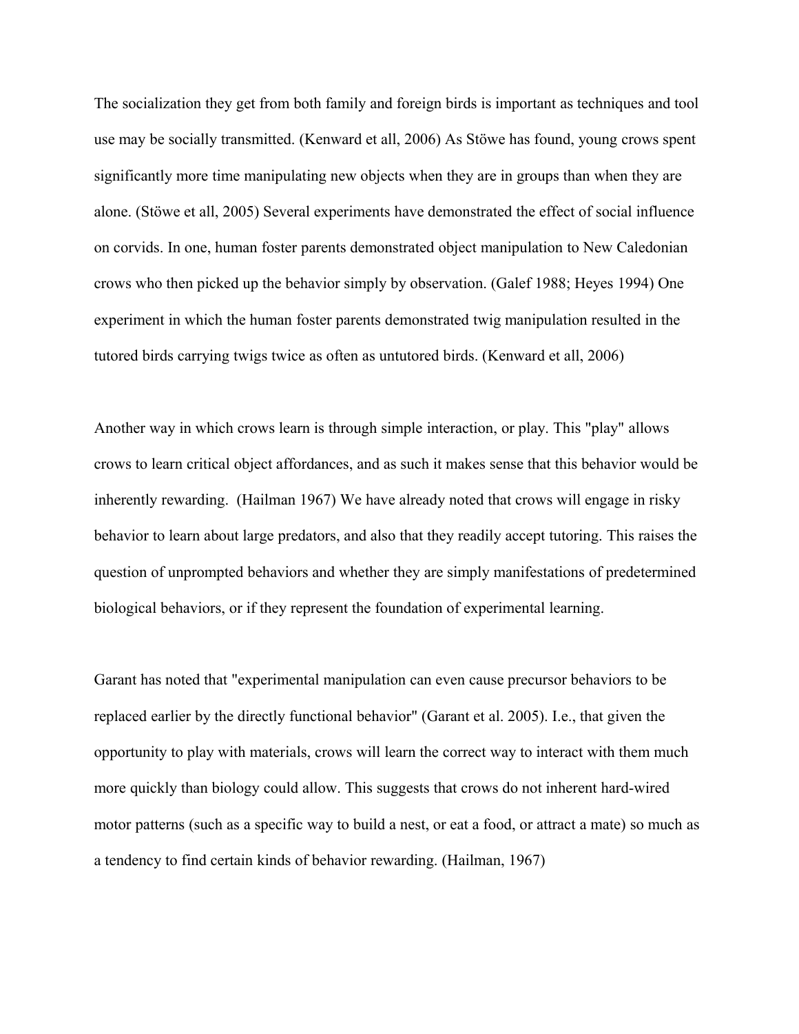The socialization they get from both family and foreign birds is important as techniques and tool use may be socially transmitted. (Kenward et all, 2006) As Stöwe has found, young crows spent significantly more time manipulating new objects when they are in groups than when they are alone. (Stöwe et all, 2005) Several experiments have demonstrated the effect of social influence on corvids. In one, human foster parents demonstrated object manipulation to New Caledonian crows who then picked up the behavior simply by observation. (Galef 1988; Heyes 1994) One experiment in which the human foster parents demonstrated twig manipulation resulted in the tutored birds carrying twigs twice as often as untutored birds. (Kenward et all, 2006)

Another way in which crows learn is through simple interaction, or play. This "play" allows crows to learn critical object affordances, and as such it makes sense that this behavior would be inherently rewarding. (Hailman 1967) We have already noted that crows will engage in risky behavior to learn about large predators, and also that they readily accept tutoring. This raises the question of unprompted behaviors and whether they are simply manifestations of predetermined biological behaviors, or if they represent the foundation of experimental learning.

Garant has noted that "experimental manipulation can even cause precursor behaviors to be replaced earlier by the directly functional behavior" (Garant et al. 2005). I.e., that given the opportunity to play with materials, crows will learn the correct way to interact with them much more quickly than biology could allow. This suggests that crows do not inherent hard-wired motor patterns (such as a specific way to build a nest, or eat a food, or attract a mate) so much as a tendency to find certain kinds of behavior rewarding. (Hailman, 1967)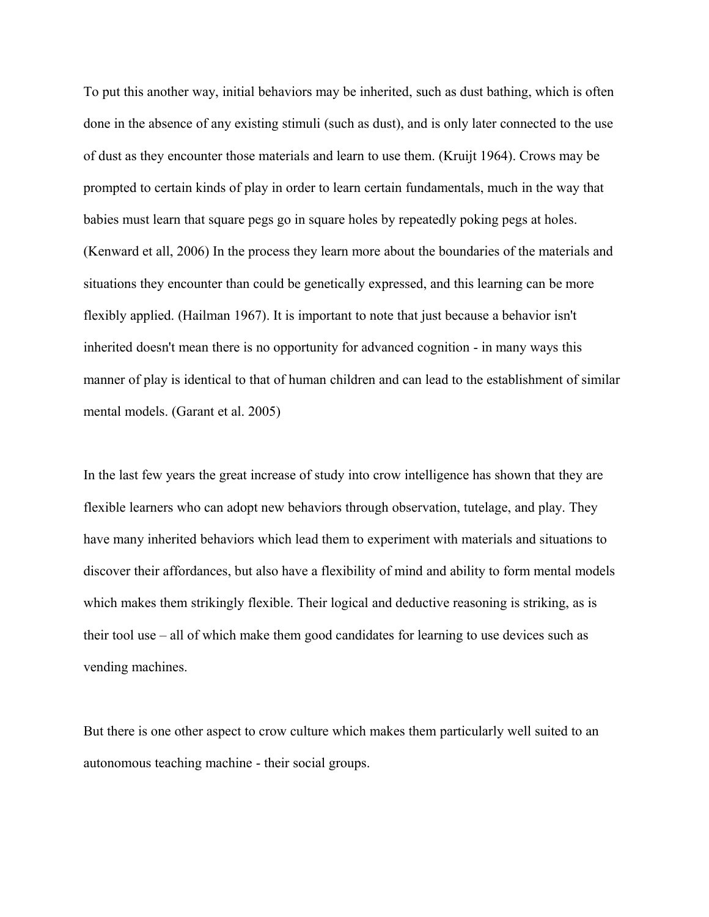To put this another way, initial behaviors may be inherited, such as dust bathing, which is often done in the absence of any existing stimuli (such as dust), and is only later connected to the use of dust as they encounter those materials and learn to use them. (Kruijt 1964). Crows may be prompted to certain kinds of play in order to learn certain fundamentals, much in the way that babies must learn that square pegs go in square holes by repeatedly poking pegs at holes. (Kenward et all, 2006) In the process they learn more about the boundaries of the materials and situations they encounter than could be genetically expressed, and this learning can be more flexibly applied. (Hailman 1967). It is important to note that just because a behavior isn't inherited doesn't mean there is no opportunity for advanced cognition - in many ways this manner of play is identical to that of human children and can lead to the establishment of similar mental models. (Garant et al. 2005)

In the last few years the great increase of study into crow intelligence has shown that they are flexible learners who can adopt new behaviors through observation, tutelage, and play. They have many inherited behaviors which lead them to experiment with materials and situations to discover their affordances, but also have a flexibility of mind and ability to form mental models which makes them strikingly flexible. Their logical and deductive reasoning is striking, as is their tool use – all of which make them good candidates for learning to use devices such as vending machines.

But there is one other aspect to crow culture which makes them particularly well suited to an autonomous teaching machine - their social groups.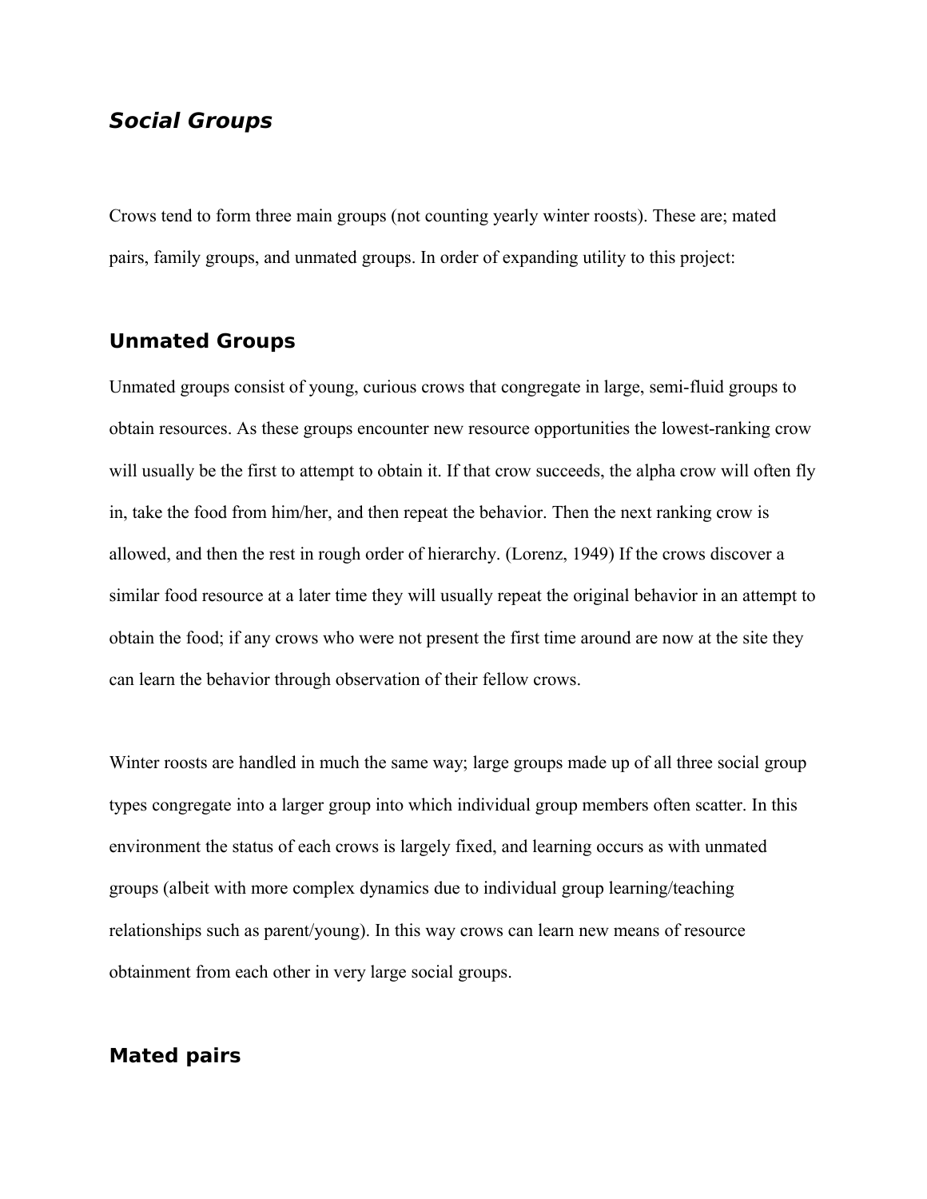## ***Social Groups***

Crows tend to form three main groups (not counting yearly winter roosts). These are; mated pairs, family groups, and unmated groups. In order of expanding utility to this project:

### Unmated Groups

Unmated groups consist of young, curious crows that congregate in large, semi-fluid groups to obtain resources. As these groups encounter new resource opportunities the lowest-ranking crow will usually be the first to attempt to obtain it. If that crow succeeds, the alpha crow will often fly in, take the food from him/her, and then repeat the behavior. Then the next ranking crow is allowed, and then the rest in rough order of hierarchy. (Lorenz, 1949) If the crows discover a similar food resource at a later time they will usually repeat the original behavior in an attempt to obtain the food; if any crows who were not present the first time around are now at the site they can learn the behavior through observation of their fellow crows.

Winter roosts are handled in much the same way; large groups made up of all three social group types congregate into a larger group into which individual group members often scatter. In this environment the status of each crows is largely fixed, and learning occurs as with unmated groups (albeit with more complex dynamics due to individual group learning/teaching relationships such as parent/young). In this way crows can learn new means of resource obtainment from each other in very large social groups.

### Mated pairs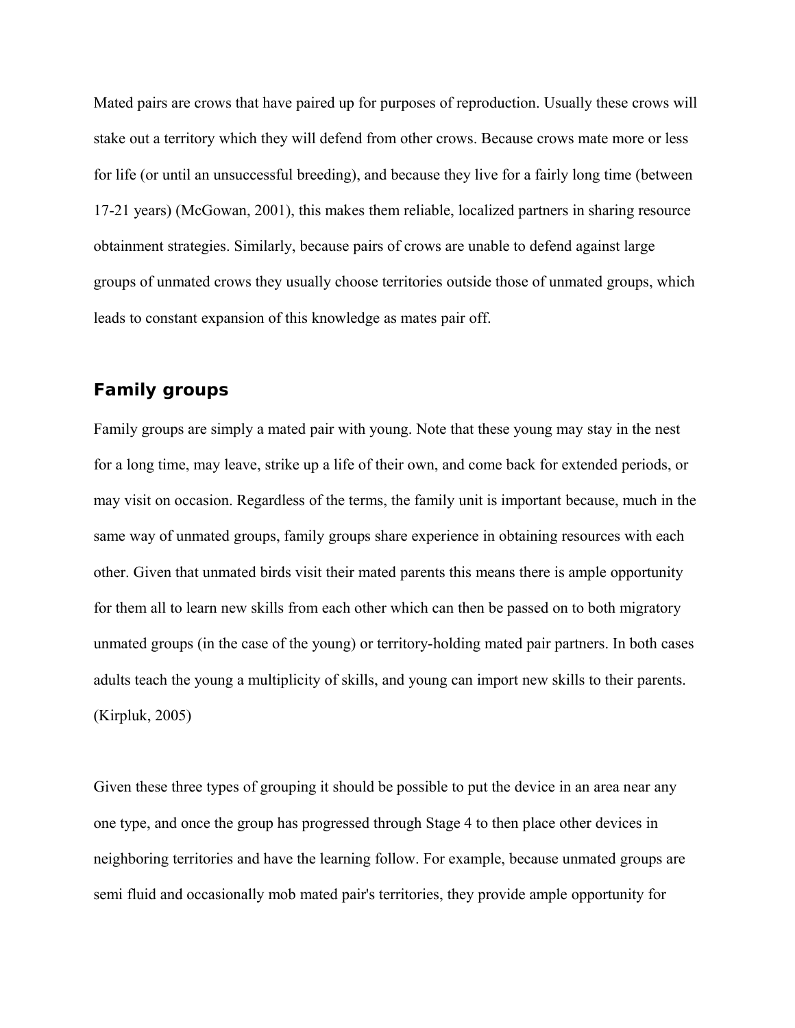Mated pairs are crows that have paired up for purposes of reproduction. Usually these crows will stake out a territory which they will defend from other crows. Because crows mate more or less for life (or until an unsuccessful breeding), and because they live for a fairly long time (between 17-21 years) (McGowan, 2001), this makes them reliable, localized partners in sharing resource obtainment strategies. Similarly, because pairs of crows are unable to defend against large groups of unmated crows they usually choose territories outside those of unmated groups, which leads to constant expansion of this knowledge as mates pair off.

## Family groups

Family groups are simply a mated pair with young. Note that these young may stay in the nest for a long time, may leave, strike up a life of their own, and come back for extended periods, or may visit on occasion. Regardless of the terms, the family unit is important because, much in the same way of unmated groups, family groups share experience in obtaining resources with each other. Given that unmated birds visit their mated parents this means there is ample opportunity for them all to learn new skills from each other which can then be passed on to both migratory unmated groups (in the case of the young) or territory-holding mated pair partners. In both cases adults teach the young a multiplicity of skills, and young can import new skills to their parents. (Kirpluk, 2005)

Given these three types of grouping it should be possible to put the device in an area near any one type, and once the group has progressed through Stage 4 to then place other devices in neighboring territories and have the learning follow. For example, because unmated groups are semi fluid and occasionally mob mated pair's territories, they provide ample opportunity for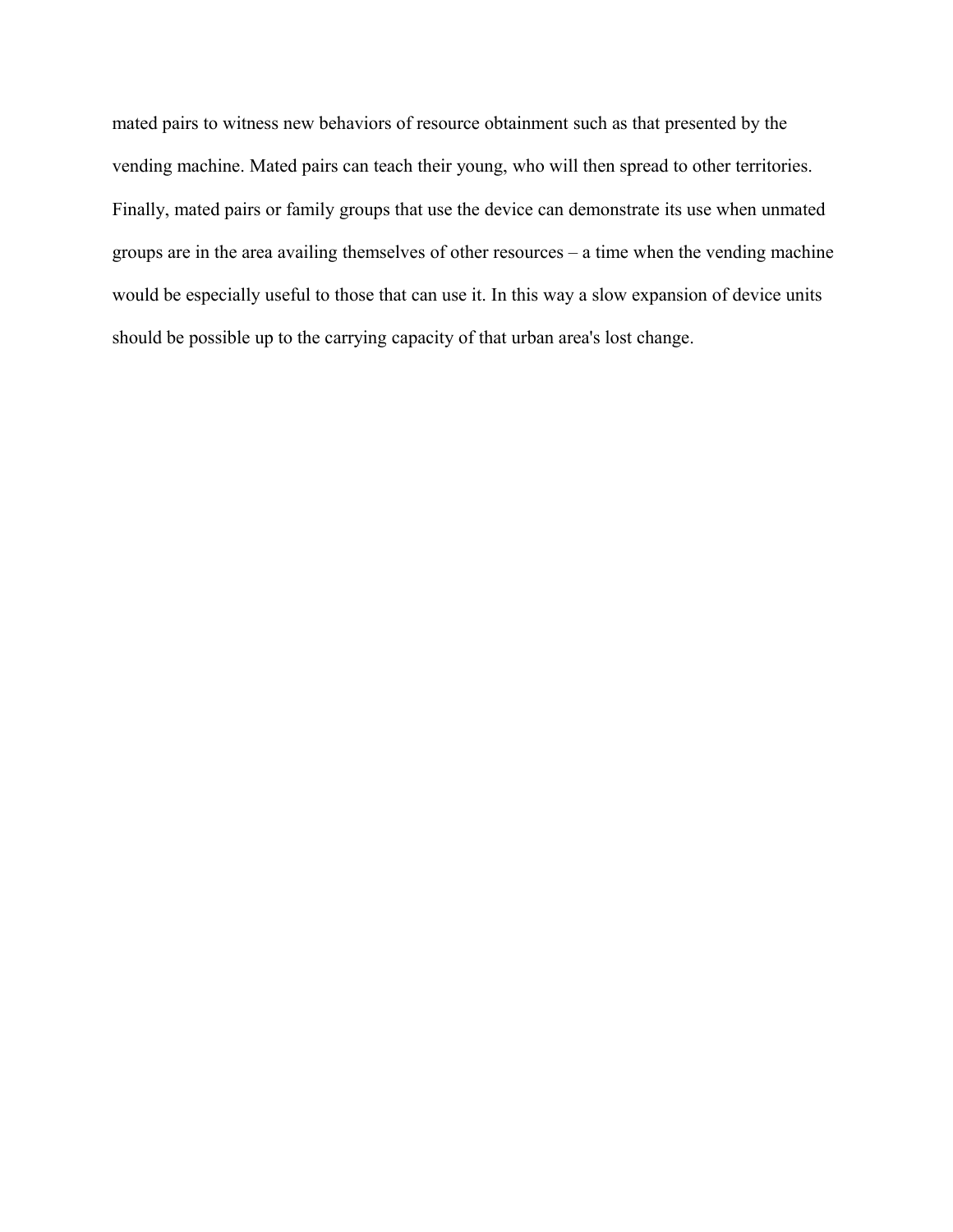mated pairs to witness new behaviors of resource obtainment such as that presented by the vending machine. Mated pairs can teach their young, who will then spread to other territories. Finally, mated pairs or family groups that use the device can demonstrate its use when unmated groups are in the area availing themselves of other resources – a time when the vending machine would be especially useful to those that can use it. In this way a slow expansion of device units should be possible up to the carrying capacity of that urban area's lost change.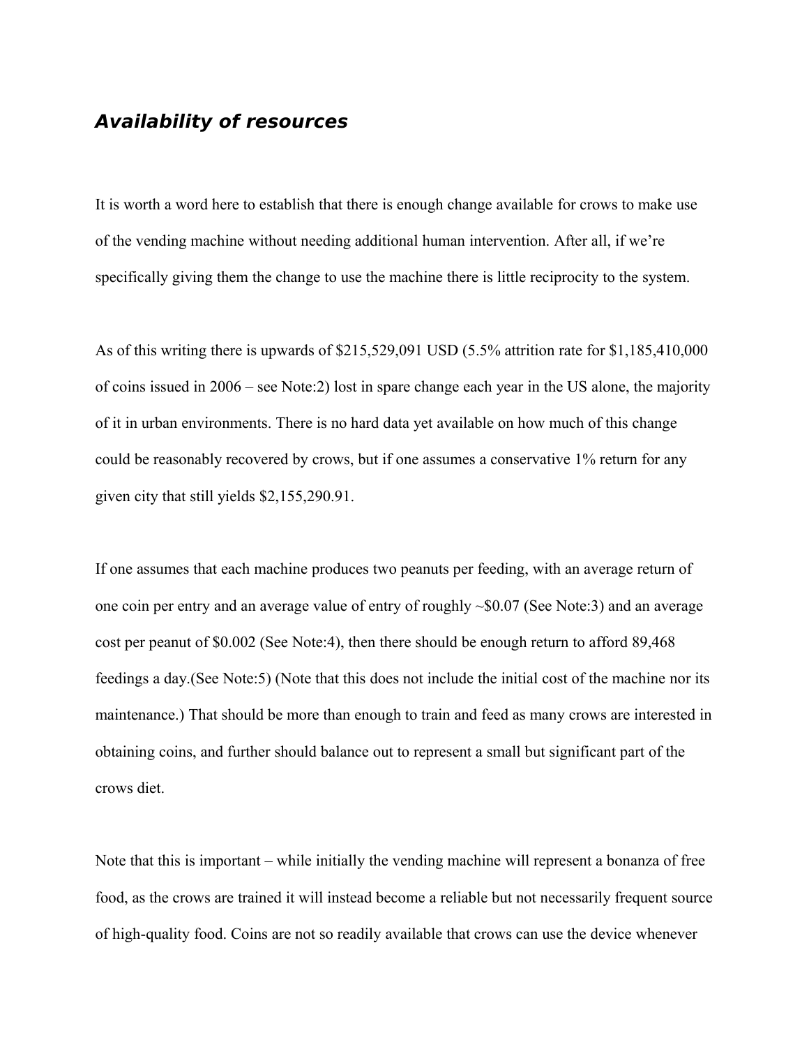### ***Availability of resources***

It is worth a word here to establish that there is enough change available for crows to make use of the vending machine without needing additional human intervention. After all, if we're specifically giving them the change to use the machine there is little reciprocity to the system.

As of this writing there is upwards of $215,529,091 USD (5.5% attrition rate for $1,185,410,000 of coins issued in 2006 – see Note:2) lost in spare change each year in the US alone, the majority of it in urban environments. There is no hard data yet available on how much of this change could be reasonably recovered by crows, but if one assumes a conservative 1% return for any given city that still yields $2,155,290.91.

If one assumes that each machine produces two peanuts per feeding, with an average return of one coin per entry and an average value of entry of roughly ~$0.07 (See Note:3) and an average cost per peanut of $0.002 (See Note:4), then there should be enough return to afford 89,468 feedings a day.(See Note:5) (Note that this does not include the initial cost of the machine nor its maintenance.) That should be more than enough to train and feed as many crows are interested in obtaining coins, and further should balance out to represent a small but significant part of the crows diet.

Note that this is important – while initially the vending machine will represent a bonanza of free food, as the crows are trained it will instead become a reliable but not necessarily frequent source of high-quality food. Coins are not so readily available that crows can use the device whenever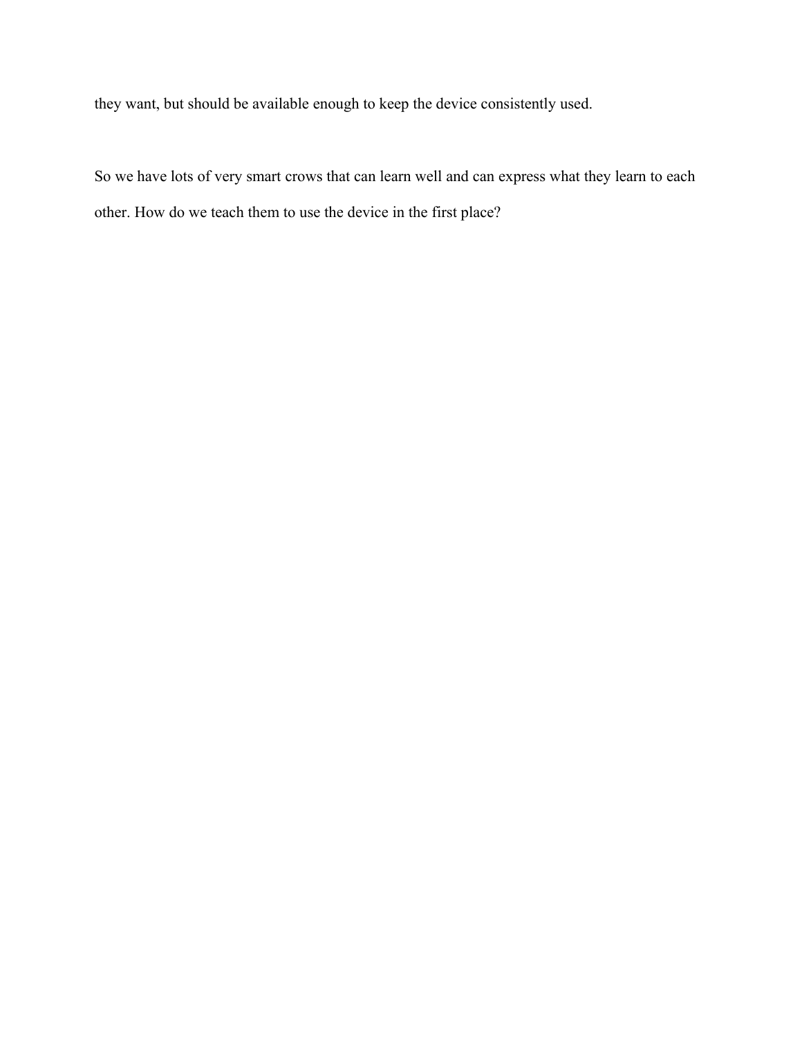they want, but should be available enough to keep the device consistently used.

So we have lots of very smart crows that can learn well and can express what they learn to each other. How do we teach them to use the device in the first place?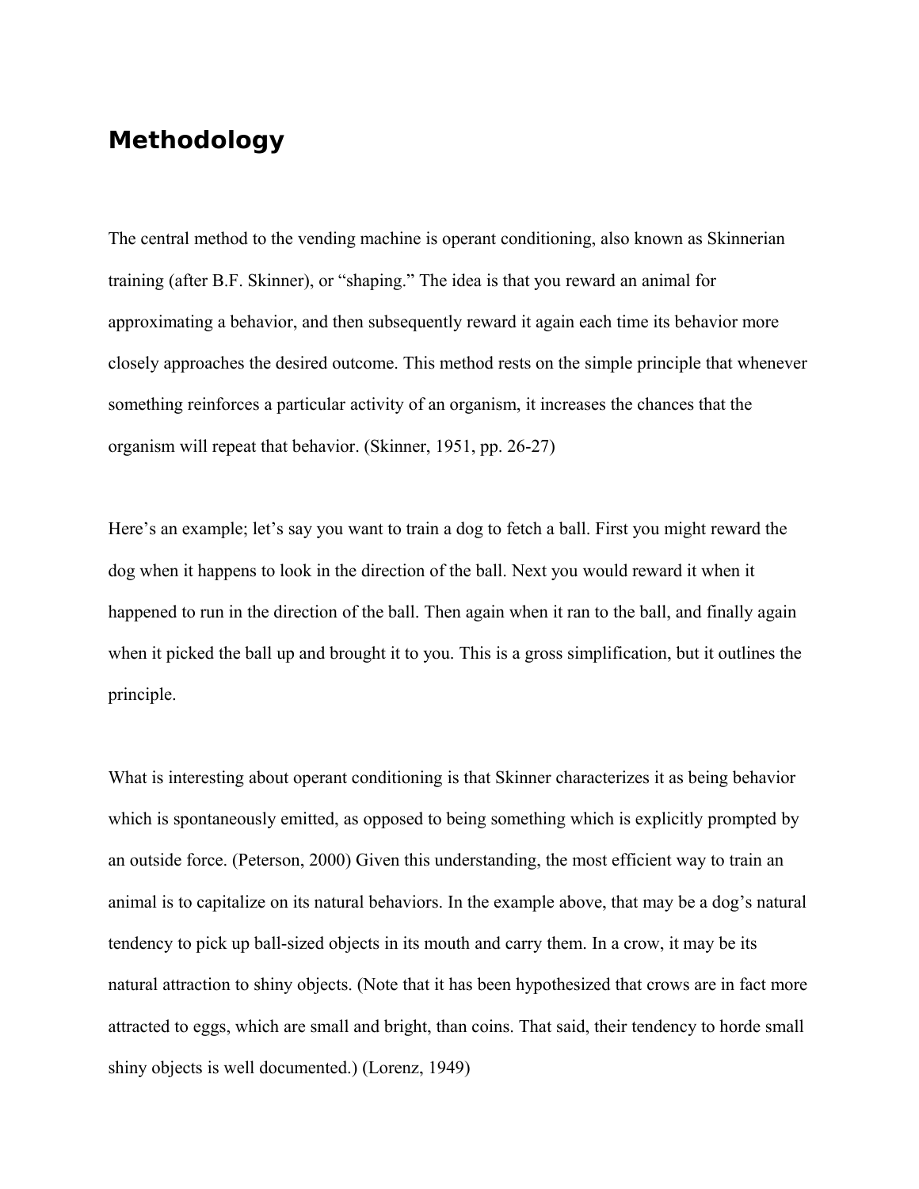## Methodology

The central method to the vending machine is operant conditioning, also known as Skinnerian training (after B.F. Skinner), or "shaping." The idea is that you reward an animal for approximating a behavior, and then subsequently reward it again each time its behavior more closely approaches the desired outcome. This method rests on the simple principle that whenever something reinforces a particular activity of an organism, it increases the chances that the organism will repeat that behavior. (Skinner, 1951, pp. 26-27)

Here's an example; let's say you want to train a dog to fetch a ball. First you might reward the dog when it happens to look in the direction of the ball. Next you would reward it when it happened to run in the direction of the ball. Then again when it ran to the ball, and finally again when it picked the ball up and brought it to you. This is a gross simplification, but it outlines the principle.

What is interesting about operant conditioning is that Skinner characterizes it as being behavior which is spontaneously emitted, as opposed to being something which is explicitly prompted by an outside force. (Peterson, 2000) Given this understanding, the most efficient way to train an animal is to capitalize on its natural behaviors. In the example above, that may be a dog's natural tendency to pick up ball-sized objects in its mouth and carry them. In a crow, it may be its natural attraction to shiny objects. (Note that it has been hypothesized that crows are in fact more attracted to eggs, which are small and bright, than coins. That said, their tendency to horde small shiny objects is well documented.) (Lorenz, 1949)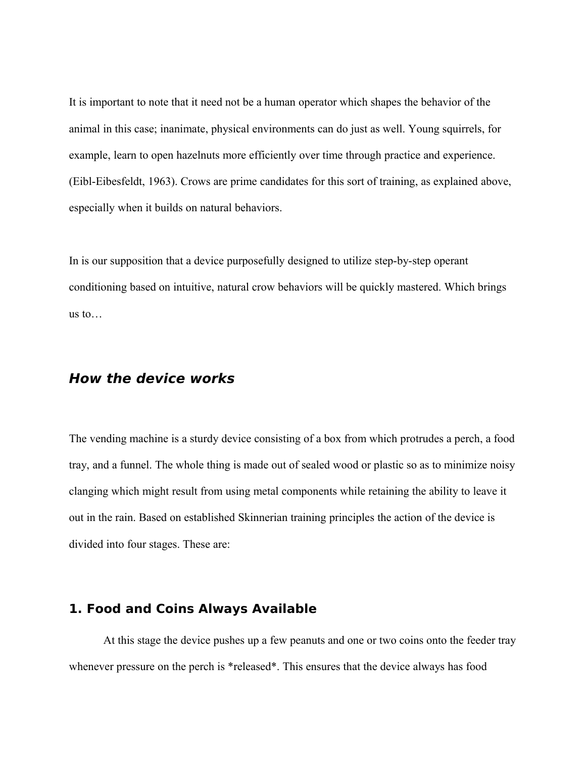It is important to note that it need not be a human operator which shapes the behavior of the animal in this case; inanimate, physical environments can do just as well. Young squirrels, for example, learn to open hazelnuts more efficiently over time through practice and experience. (Eibl-Eibesfeldt, 1963). Crows are prime candidates for this sort of training, as explained above, especially when it builds on natural behaviors.

In is our supposition that a device purposefully designed to utilize step-by-step operant conditioning based on intuitive, natural crow behaviors will be quickly mastered. Which brings us to…

## *How the device works*

The vending machine is a sturdy device consisting of a box from which protrudes a perch, a food tray, and a funnel. The whole thing is made out of sealed wood or plastic so as to minimize noisy clanging which might result from using metal components while retaining the ability to leave it out in the rain. Based on established Skinnerian training principles the action of the device is divided into four stages. These are:

### 1. Food and Coins Always Available

At this stage the device pushes up a few peanuts and one or two coins onto the feeder tray whenever pressure on the perch is *released*. This ensures that the device always has food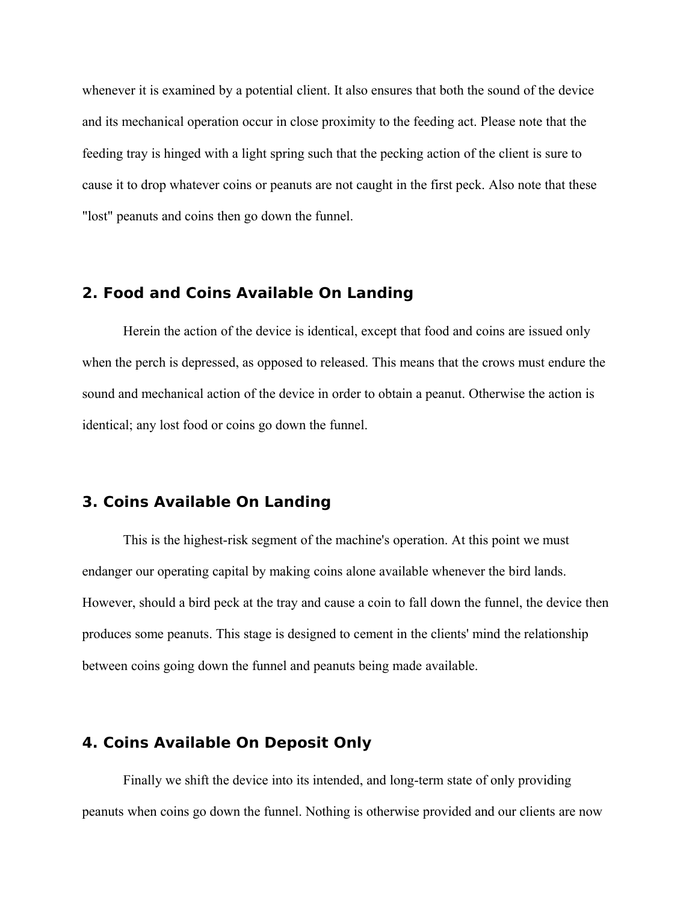whenever it is examined by a potential client. It also ensures that both the sound of the device and its mechanical operation occur in close proximity to the feeding act. Please note that the feeding tray is hinged with a light spring such that the pecking action of the client is sure to cause it to drop whatever coins or peanuts are not caught in the first peck. Also note that these "lost" peanuts and coins then go down the funnel.

## 2. Food and Coins Available On Landing

Herein the action of the device is identical, except that food and coins are issued only when the perch is depressed, as opposed to released. This means that the crows must endure the sound and mechanical action of the device in order to obtain a peanut. Otherwise the action is identical; any lost food or coins go down the funnel.

## 3. Coins Available On Landing

This is the highest-risk segment of the machine's operation. At this point we must endanger our operating capital by making coins alone available whenever the bird lands. However, should a bird peck at the tray and cause a coin to fall down the funnel, the device then produces some peanuts. This stage is designed to cement in the clients' mind the relationship between coins going down the funnel and peanuts being made available.

## 4. Coins Available On Deposit Only

Finally we shift the device into its intended, and long-term state of only providing peanuts when coins go down the funnel. Nothing is otherwise provided and our clients are now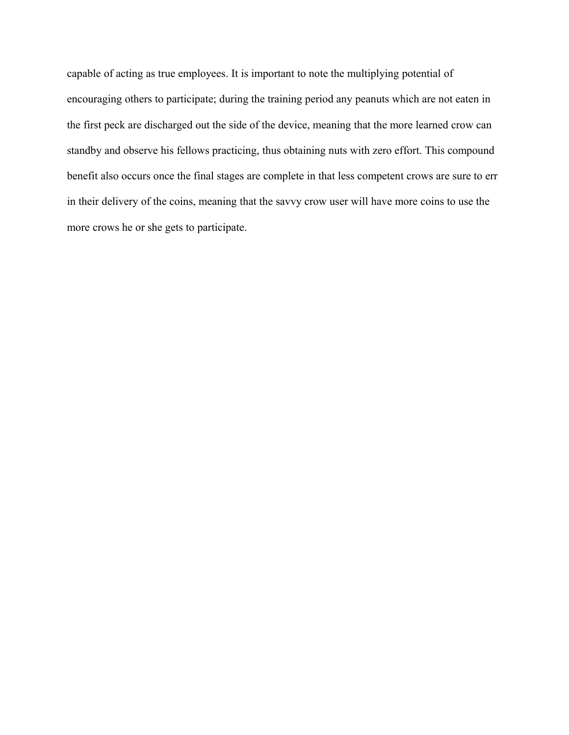capable of acting as true employees. It is important to note the multiplying potential of encouraging others to participate; during the training period any peanuts which are not eaten in the first peck are discharged out the side of the device, meaning that the more learned crow can standby and observe his fellows practicing, thus obtaining nuts with zero effort. This compound benefit also occurs once the final stages are complete in that less competent crows are sure to err in their delivery of the coins, meaning that the savvy crow user will have more coins to use the more crows he or she gets to participate.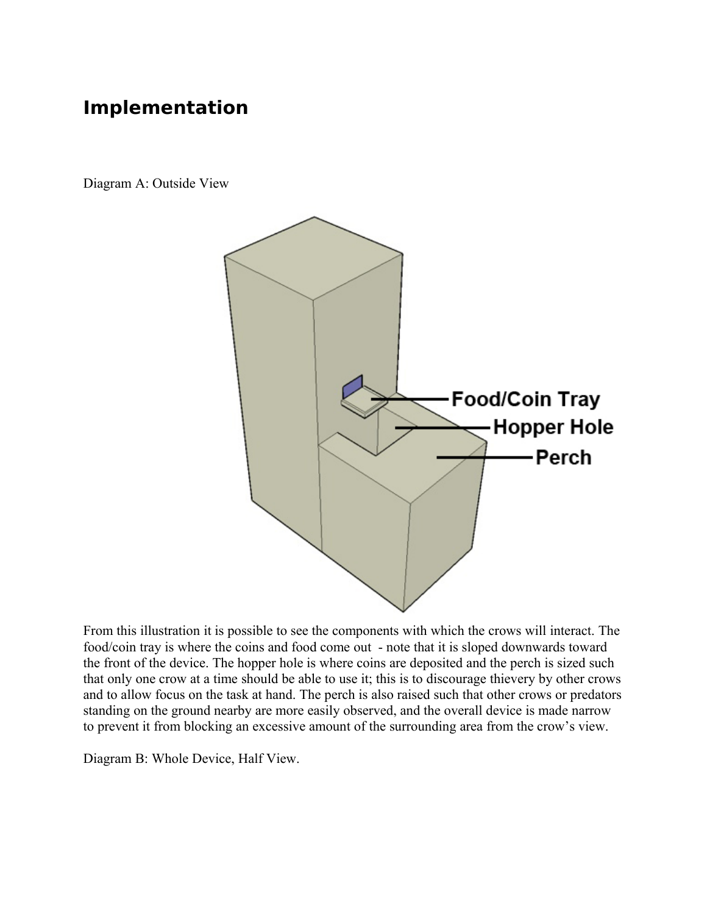## Implementation

Diagram A: Outside View

From this illustration it is possible to see the components with which the crows will interact. The food/coin tray is where the coins and food come out - note that it is sloped downwards toward the front of the device. The hopper hole is where coins are deposited and the perch is sized such that only one crow at a time should be able to use it; this is to discourage thievery by other crows and to allow focus on the task at hand. The perch is also raised such that other crows or predators standing on the ground nearby are more easily observed, and the overall device is made narrow to prevent it from blocking an excessive amount of the surrounding area from the crow's view.

Diagram B: Whole Device, Half View.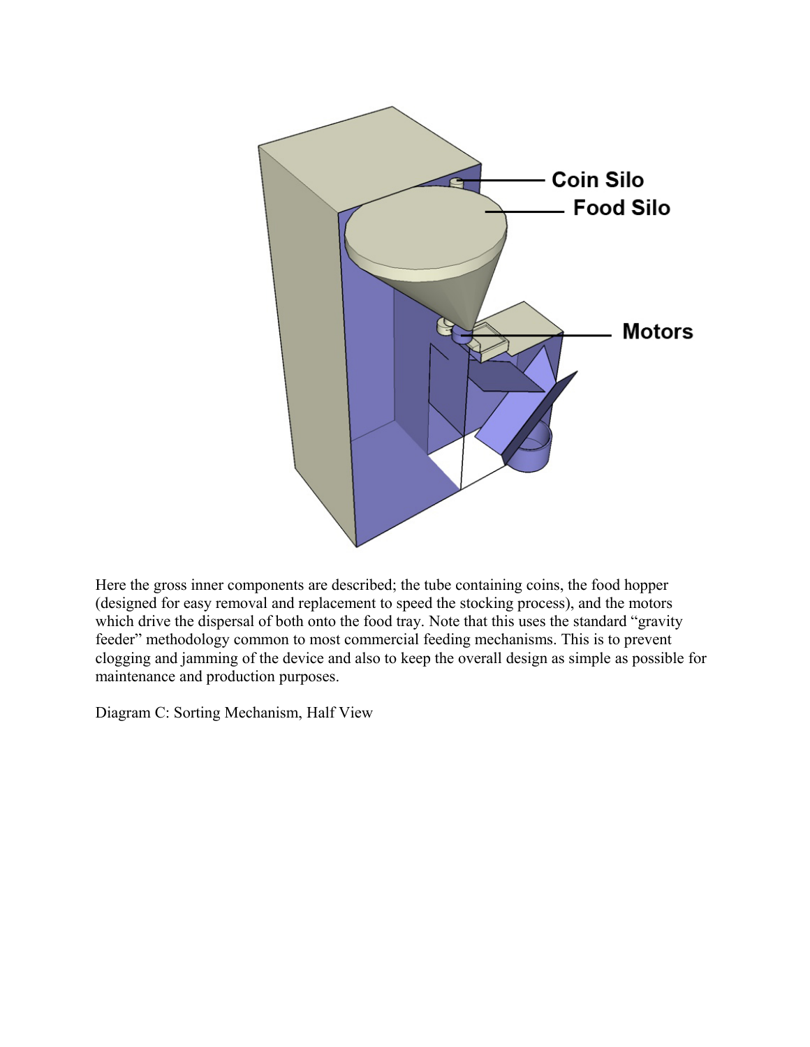Here the gross inner components are described; the tube containing coins, the food hopper (designed for easy removal and replacement to speed the stocking process), and the motors which drive the dispersal of both onto the food tray. Note that this uses the standard "gravity feeder" methodology common to most commercial feeding mechanisms. This is to prevent clogging and jamming of the device and also to keep the overall design as simple as possible for maintenance and production purposes.

Diagram C: Sorting Mechanism, Half View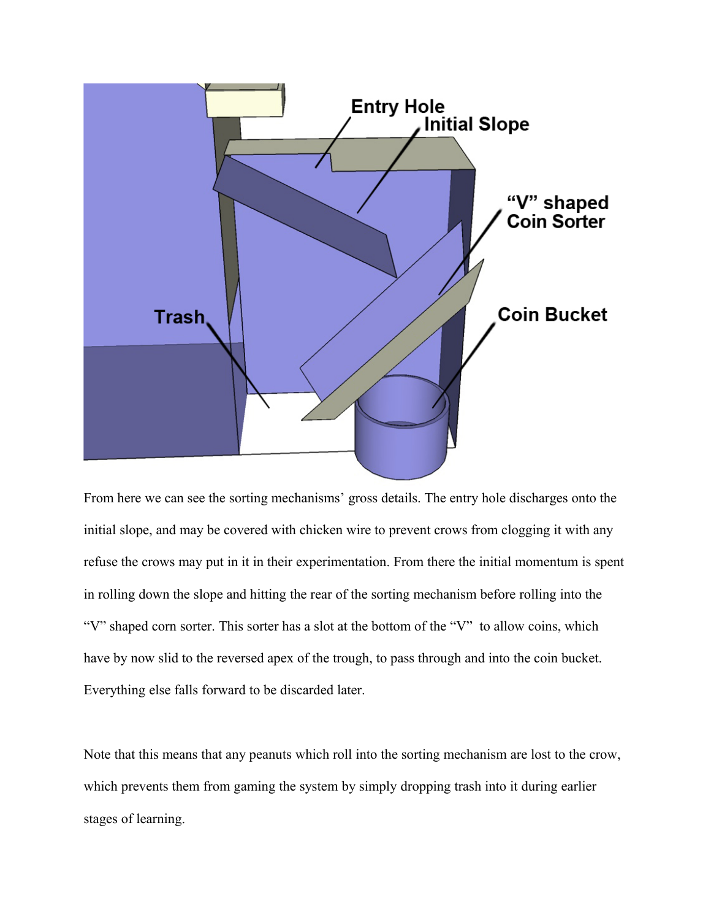From here we can see the sorting mechanisms' gross details. The entry hole discharges onto the initial slope, and may be covered with chicken wire to prevent crows from clogging it with any refuse the crows may put in it in their experimentation. From there the initial momentum is spent in rolling down the slope and hitting the rear of the sorting mechanism before rolling into the "V" shaped corn sorter. This sorter has a slot at the bottom of the "V" to allow coins, which have by now slid to the reversed apex of the trough, to pass through and into the coin bucket. Everything else falls forward to be discarded later.

Note that this means that any peanuts which roll into the sorting mechanism are lost to the crow, which prevents them from gaming the system by simply dropping trash into it during earlier stages of learning.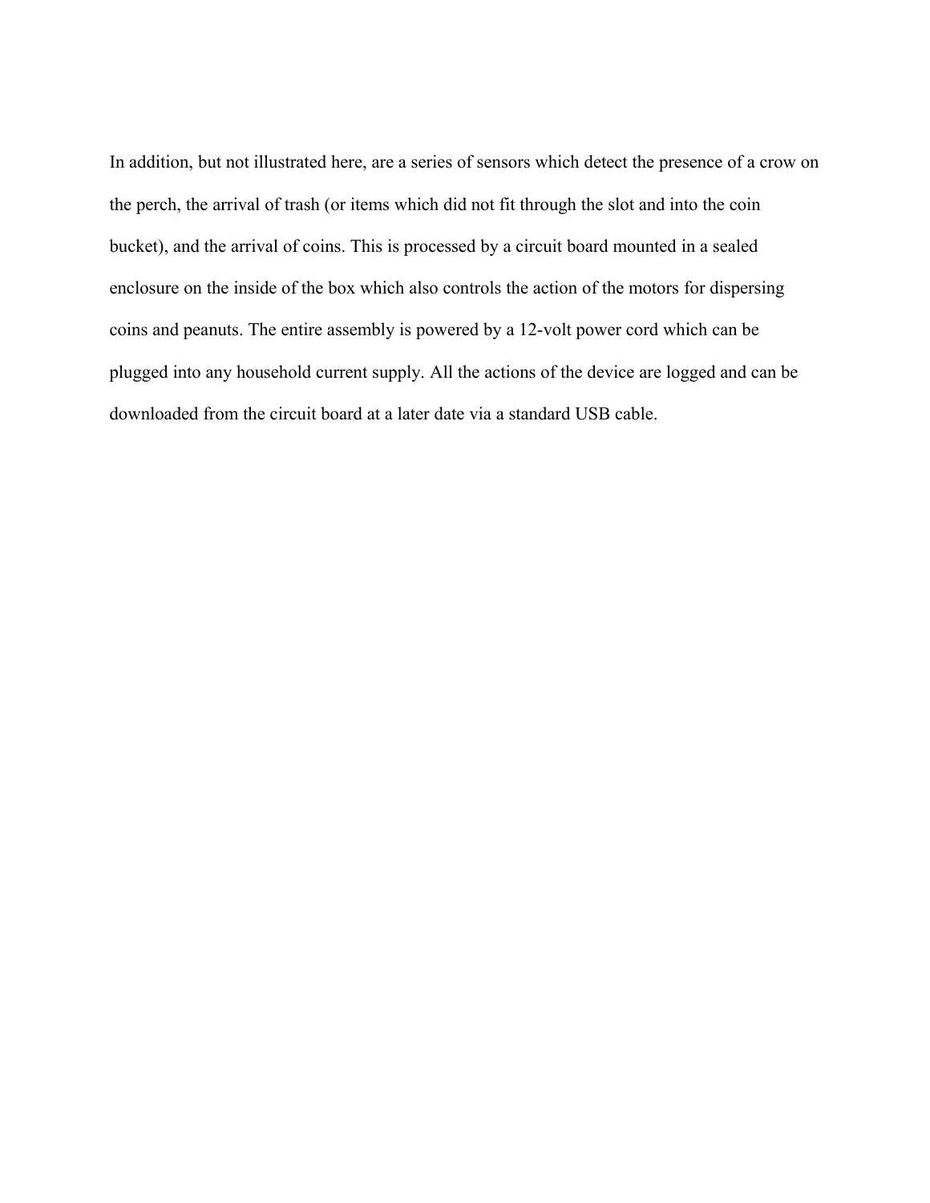In addition, but not illustrated here, are a series of sensors which detect the presence of a crow on the perch, the arrival of trash (or items which did not fit through the slot and into the coin bucket), and the arrival of coins. This is processed by a circuit board mounted in a sealed enclosure on the inside of the box which also controls the action of the motors for dispersing coins and peanuts. The entire assembly is powered by a 12-volt power cord which can be plugged into any household current supply. All the actions of the device are logged and can be downloaded from the circuit board at a later date via a standard USB cable.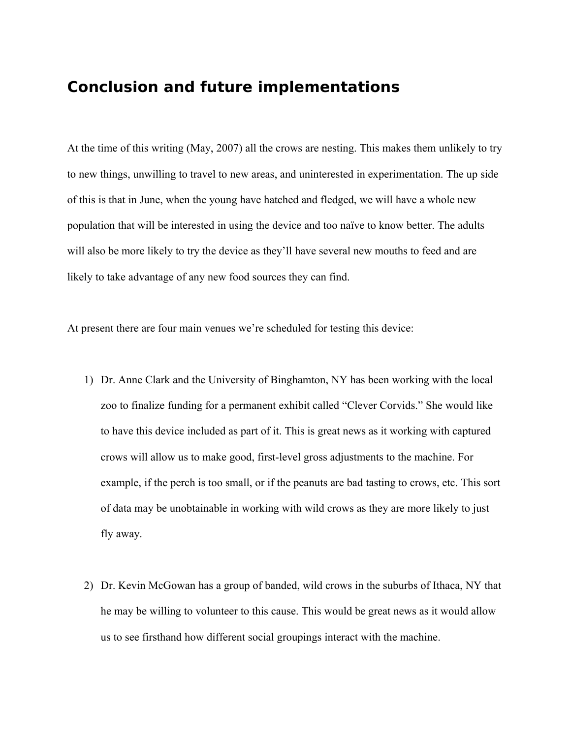## Conclusion and future implementations

At the time of this writing (May, 2007) all the crows are nesting. This makes them unlikely to try to new things, unwilling to travel to new areas, and uninterested in experimentation. The up side of this is that in June, when the young have hatched and fledged, we will have a whole new population that will be interested in using the device and too naïve to know better. The adults will also be more likely to try the device as they'll have several new mouths to feed and are likely to take advantage of any new food sources they can find.

At present there are four main venues we're scheduled for testing this device:

1) Dr. Anne Clark and the University of Binghamton, NY has been working with the local zoo to finalize funding for a permanent exhibit called "Clever Corvids." She would like to have this device included as part of it. This is great news as it working with captured crows will allow us to make good, first-level gross adjustments to the machine. For example, if the perch is too small, or if the peanuts are bad tasting to crows, etc. This sort of data may be unobtainable in working with wild crows as they are more likely to just fly away.

2) Dr. Kevin McGowan has a group of banded, wild crows in the suburbs of Ithaca, NY that he may be willing to volunteer to this cause. This would be great news as it would allow us to see firsthand how different social groupings interact with the machine.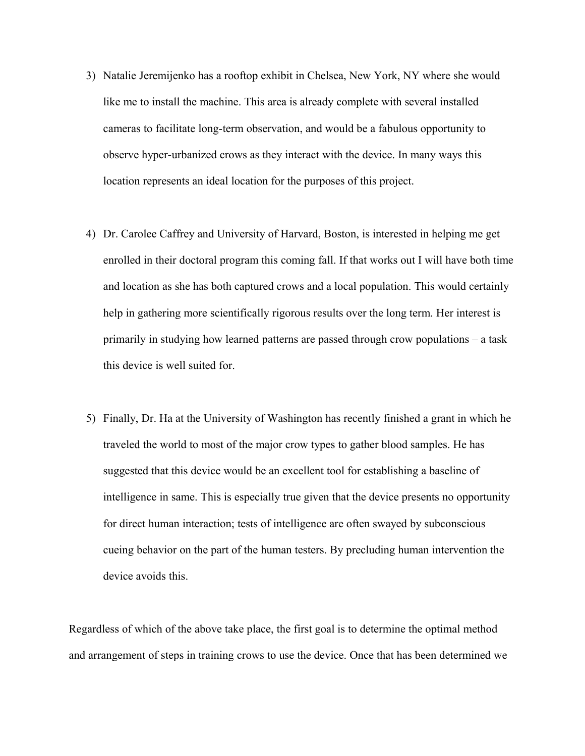3) Natalie Jeremijenko has a rooftop exhibit in Chelsea, New York, NY where she would like me to install the machine. This area is already complete with several installed cameras to facilitate long-term observation, and would be a fabulous opportunity to observe hyper-urbanized crows as they interact with the device. In many ways this location represents an ideal location for the purposes of this project.

4) Dr. Carolee Caffrey and University of Harvard, Boston, is interested in helping me get enrolled in their doctoral program this coming fall. If that works out I will have both time and location as she has both captured crows and a local population. This would certainly help in gathering more scientifically rigorous results over the long term. Her interest is primarily in studying how learned patterns are passed through crow populations – a task this device is well suited for.

5) Finally, Dr. Ha at the University of Washington has recently finished a grant in which he traveled the world to most of the major crow types to gather blood samples. He has suggested that this device would be an excellent tool for establishing a baseline of intelligence in same. This is especially true given that the device presents no opportunity for direct human interaction; tests of intelligence are often swayed by subconscious cueing behavior on the part of the human testers. By precluding human intervention the device avoids this.

Regardless of which of the above take place, the first goal is to determine the optimal method and arrangement of steps in training crows to use the device. Once that has been determined we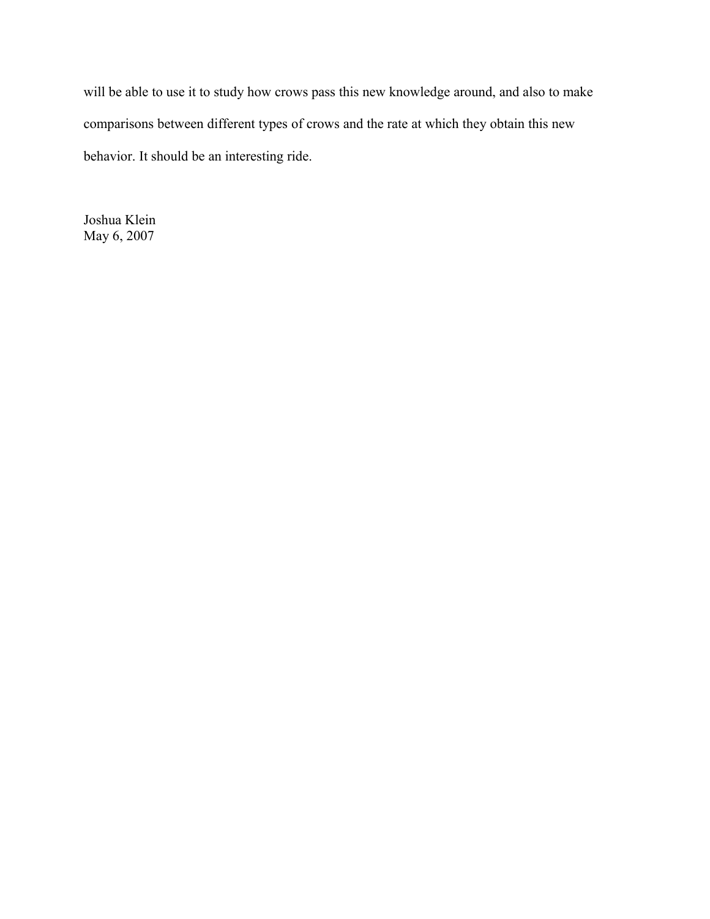will be able to use it to study how crows pass this new knowledge around, and also to make comparisons between different types of crows and the rate at which they obtain this new behavior. It should be an interesting ride.

Joshua Klein
May 6, 2007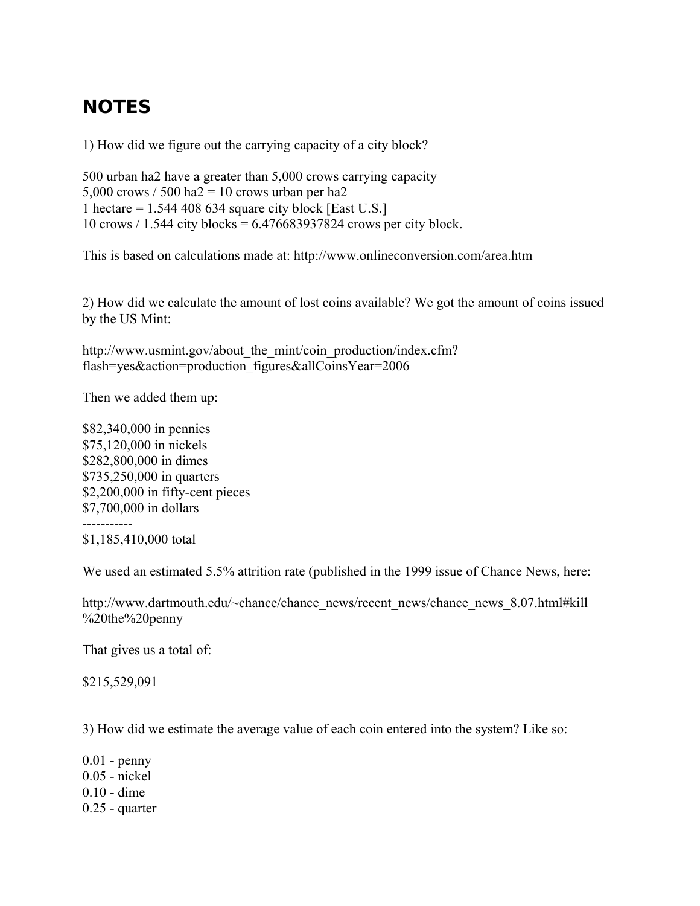# NOTES

1) How did we figure out the carrying capacity of a city block?

500 urban ha2 have a greater than 5,000 crows carrying capacity
5,000 crows / 500 ha2 = 10 crows urban per ha2
1 hectare = 1.544 408 634 square city block [East U.S.]
10 crows / 1.544 city blocks = 6.476683937824 crows per city block.

This is based on calculations made at: http://www.onlineconversion.com/area.htm

2) How did we calculate the amount of lost coins available? We got the amount of coins issued by the US Mint:

http://www.usmint.gov/about_the_mint/coin_production/index.cfm?flash=yes&action=production_figures&allCoinsYear=2006

Then we added them up:

$82,340,000 in pennies
$75,120,000 in nickels
$282,800,000 in dimes
$735,250,000 in quarters
$2,200,000 in fifty-cent pieces
$7,700,000 in dollars
-----------
$1,185,410,000 total

We used an estimated 5.5% attrition rate (published in the 1999 issue of Chance News, here:

http://www.dartmouth.edu/~chance/chance_news/recent_news/chance_news_8.07.html#kill%20the%20penny

That gives us a total of:

$215,529,091

3) How did we estimate the average value of each coin entered into the system? Like so:

0.01 - penny
0.05 - nickel
0.10 - dime
0.25 - quarter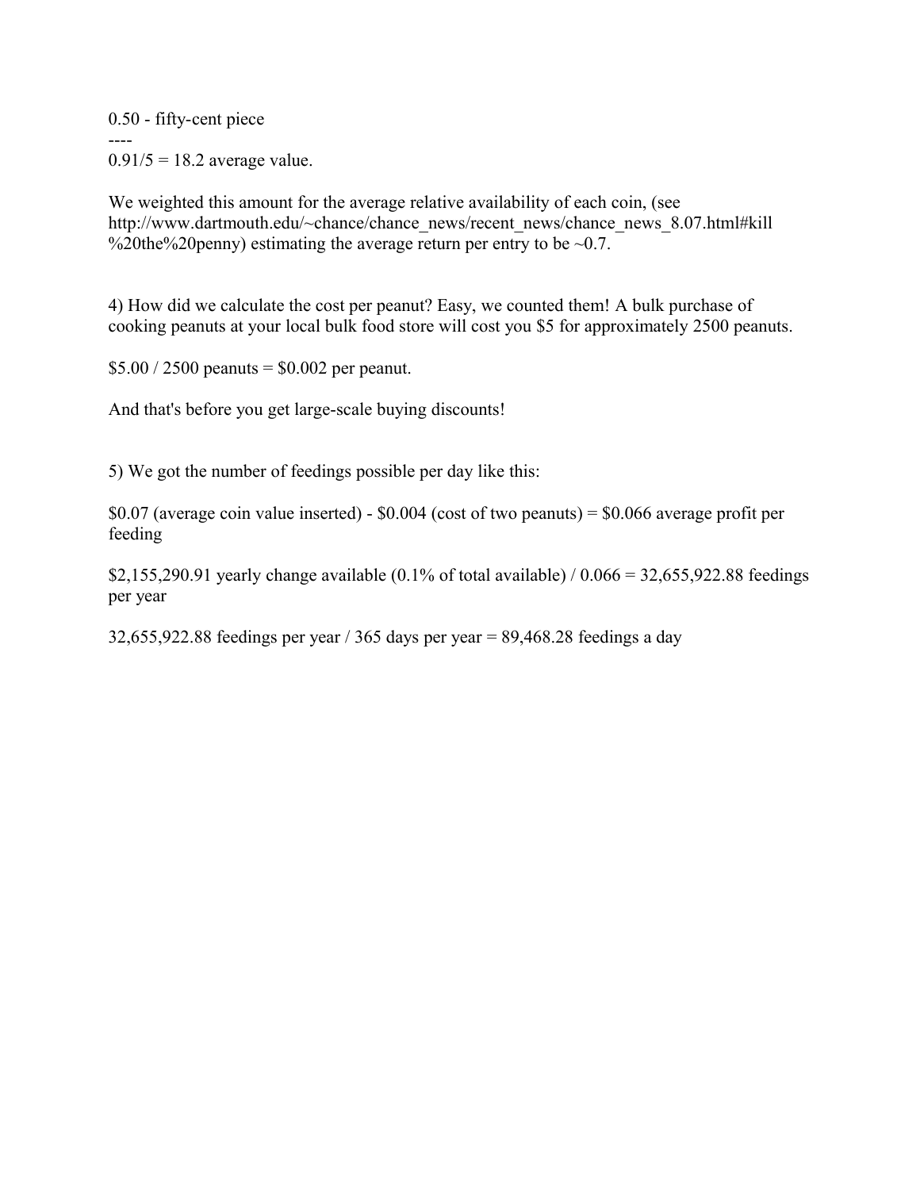0.50 - fifty-cent piece

----

0.91/5 = 18.2 average value.

We weighted this amount for the average relative availability of each coin, (see http://www.dartmouth.edu/~chance/chance_news/recent_news/chance_news_8.07.html#kill%20the%20penny) estimating the average return per entry to be ~0.7.

4) How did we calculate the cost per peanut? Easy, we counted them! A bulk purchase of cooking peanuts at your local bulk food store will cost you $5 for approximately 2500 peanuts.

$5.00 / 2500 peanuts = $0.002 per peanut.

And that's before you get large-scale buying discounts!

5) We got the number of feedings possible per day like this:

$0.07 (average coin value inserted) - $0.004 (cost of two peanuts) = $0.066 average profit per feeding

$2,155,290.91 yearly change available (0.1% of total available) / 0.066 = 32,655,922.88 feedings per year

32,655,922.88 feedings per year / 365 days per year = 89,468.28 feedings a day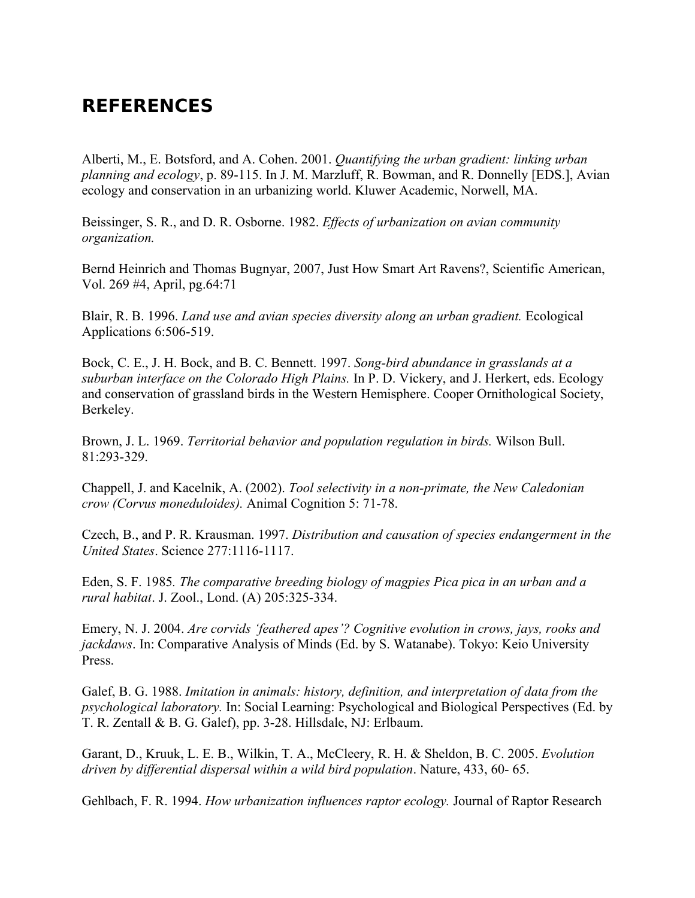## REFERENCES

Alberti, M., E. Botsford, and A. Cohen. 2001. *Quantifying the urban gradient: linking urban planning and ecology*, p. 89-115. In J. M. Marzluff, R. Bowman, and R. Donnelly [EDS.], Avian ecology and conservation in an urbanizing world. Kluwer Academic, Norwell, MA.

Beissinger, S. R., and D. R. Osborne. 1982. *Effects of urbanization on avian community organization.*

Bernd Heinrich and Thomas Bugnyar, 2007, Just How Smart Art Ravens?, Scientific American, Vol. 269 #4, April, pg.64:71

Blair, R. B. 1996. *Land use and avian species diversity along an urban gradient.* Ecological Applications 6:506-519.

Bock, C. E., J. H. Bock, and B. C. Bennett. 1997. *Song-bird abundance in grasslands at a suburban interface on the Colorado High Plains.* In P. D. Vickery, and J. Herkert, eds. Ecology and conservation of grassland birds in the Western Hemisphere. Cooper Ornithological Society, Berkeley.

Brown, J. L. 1969. *Territorial behavior and population regulation in birds.* Wilson Bull. 81:293-329.

Chappell, J. and Kacelnik, A. (2002). *Tool selectivity in a non-primate, the New Caledonian crow (Corvus moneduloides).* Animal Cognition 5: 71-78.

Czech, B., and P. R. Krausman. 1997. *Distribution and causation of species endangerment in the United States*. Science 277:1116-1117.

Eden, S. F. 1985. *The comparative breeding biology of magpies Pica pica in an urban and a rural habitat*. J. Zool., Lond. (A) 205:325-334.

Emery, N. J. 2004. *Are corvids 'feathered apes'? Cognitive evolution in crows, jays, rooks and jackdaws*. In: Comparative Analysis of Minds (Ed. by S. Watanabe). Tokyo: Keio University Press.

Galef, B. G. 1988. *Imitation in animals: history, definition, and interpretation of data from the psychological laboratory.* In: Social Learning: Psychological and Biological Perspectives (Ed. by T. R. Zentall & B. G. Galef), pp. 3-28. Hillsdale, NJ: Erlbaum.

Garant, D., Kruuk, L. E. B., Wilkin, T. A., McCleery, R. H. & Sheldon, B. C. 2005. *Evolution driven by differential dispersal within a wild bird population*. Nature, 433, 60- 65.

Gehlbach, F. R. 1994. *How urbanization influences raptor ecology.* Journal of Raptor Research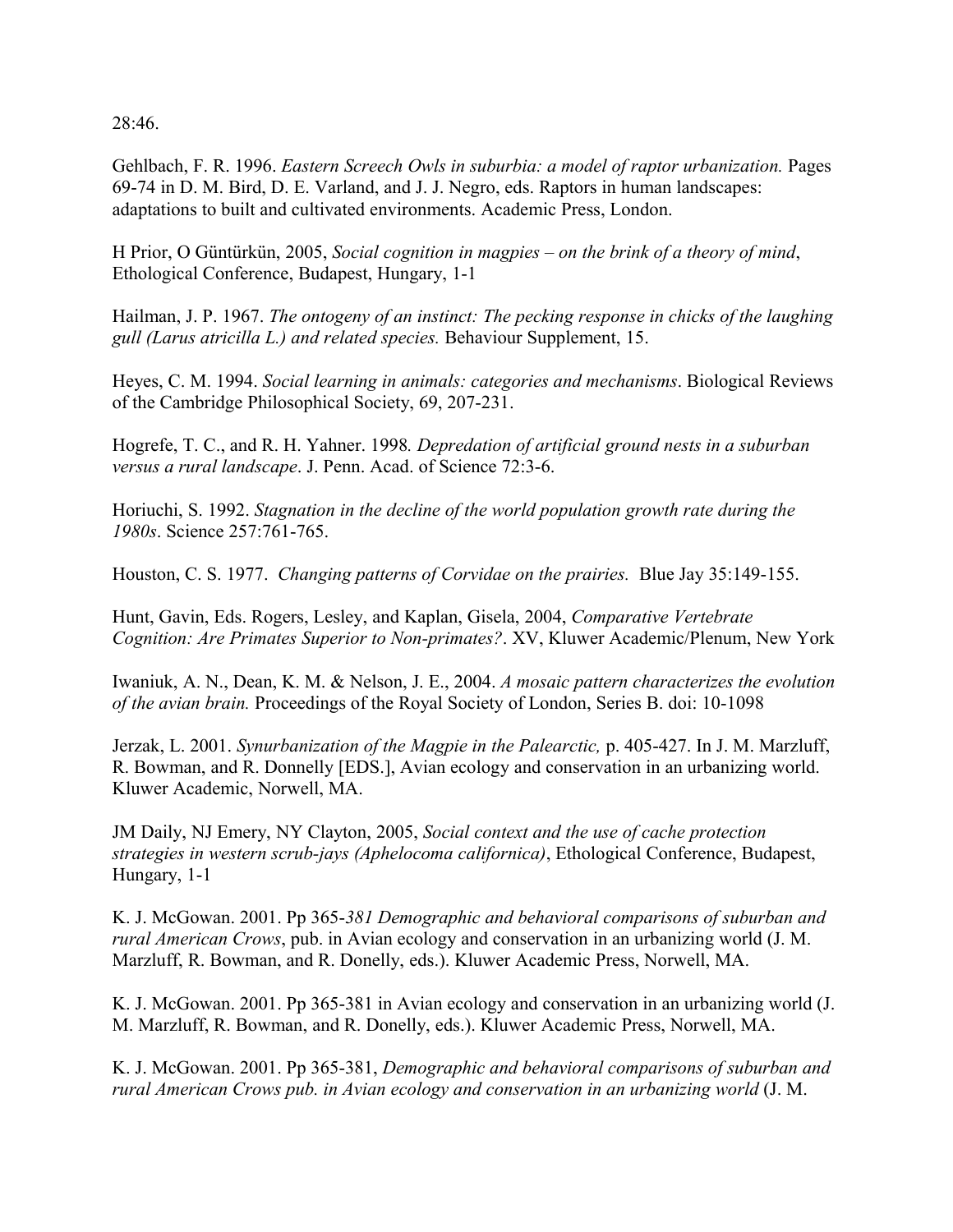28:46.

Gehlbach, F. R. 1996. *Eastern Screech Owls in suburbia: a model of raptor urbanization.* Pages 69-74 in D. M. Bird, D. E. Varland, and J. J. Negro, eds. Raptors in human landscapes: adaptations to built and cultivated environments. Academic Press, London.

H Prior, O Güntürkün, 2005, *Social cognition in magpies – on the brink of a theory of mind*, Ethological Conference, Budapest, Hungary, 1-1

Hailman, J. P. 1967. *The ontogeny of an instinct: The pecking response in chicks of the laughing gull (Larus atricilla L.) and related species.* Behaviour Supplement, 15.

Heyes, C. M. 1994. *Social learning in animals: categories and mechanisms*. Biological Reviews of the Cambridge Philosophical Society, 69, 207-231.

Hogrefe, T. C., and R. H. Yahner. 1998*. Depredation of artificial ground nests in a suburban versus a rural landscape*. J. Penn. Acad. of Science 72:3-6.

Horiuchi, S. 1992. *Stagnation in the decline of the world population growth rate during the 1980s*. Science 257:761-765.

Houston, C. S. 1977. *Changing patterns of Corvidae on the prairies.* Blue Jay 35:149-155.

Hunt, Gavin, Eds. Rogers, Lesley, and Kaplan, Gisela, 2004, *Comparative Vertebrate Cognition: Are Primates Superior to Non-primates?*. XV, Kluwer Academic/Plenum, New York

Iwaniuk, A. N., Dean, K. M. & Nelson, J. E., 2004. *A mosaic pattern characterizes the evolution of the avian brain.* Proceedings of the Royal Society of London, Series B. doi: 10-1098

Jerzak, L. 2001. *Synurbanization of the Magpie in the Palearctic,* p. 405-427. In J. M. Marzluff, R. Bowman, and R. Donnelly [EDS.], Avian ecology and conservation in an urbanizing world. Kluwer Academic, Norwell, MA.

JM Daily, NJ Emery, NY Clayton, 2005, *Social context and the use of cache protection strategies in western scrub-jays (Aphelocoma californica)*, Ethological Conference, Budapest, Hungary, 1-1

K. J. McGowan. 2001. Pp 365-*381 Demographic and behavioral comparisons of suburban and rural American Crows*, pub. in Avian ecology and conservation in an urbanizing world (J. M. Marzluff, R. Bowman, and R. Donelly, eds.). Kluwer Academic Press, Norwell, MA.

K. J. McGowan. 2001. Pp 365-381 in Avian ecology and conservation in an urbanizing world (J. M. Marzluff, R. Bowman, and R. Donelly, eds.). Kluwer Academic Press, Norwell, MA.

K. J. McGowan. 2001. Pp 365-381, *Demographic and behavioral comparisons of suburban and rural American Crows pub. in Avian ecology and conservation in an urbanizing world* (J. M.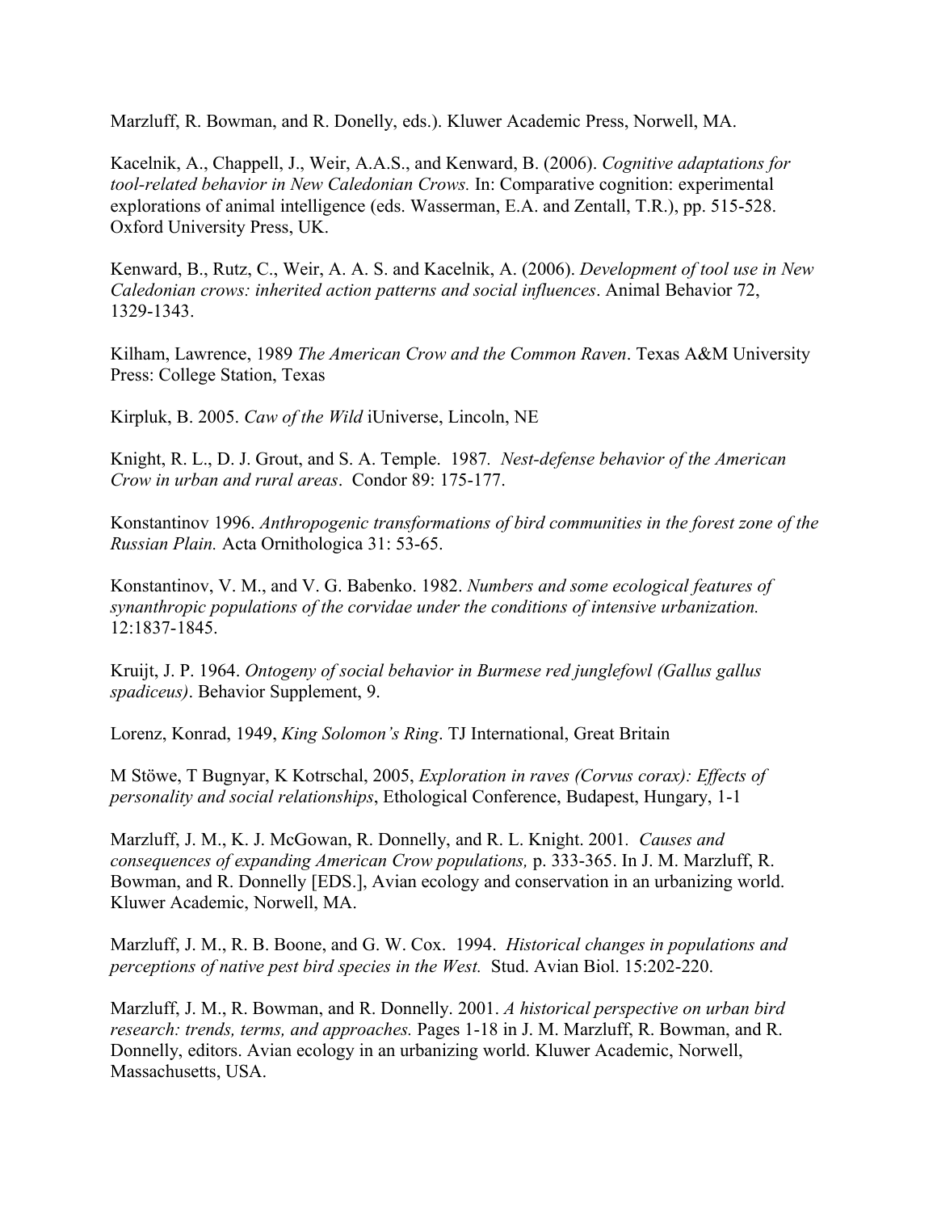Marzluff, R. Bowman, and R. Donelly, eds.). Kluwer Academic Press, Norwell, MA.

Kacelnik, A., Chappell, J., Weir, A.A.S., and Kenward, B. (2006). *Cognitive adaptations for tool-related behavior in New Caledonian Crows.* In: Comparative cognition: experimental explorations of animal intelligence (eds. Wasserman, E.A. and Zentall, T.R.), pp. 515-528. Oxford University Press, UK.

Kenward, B., Rutz, C., Weir, A. A. S. and Kacelnik, A. (2006). *Development of tool use in New Caledonian crows: inherited action patterns and social influences*. Animal Behavior 72, 1329-1343.

Kilham, Lawrence, 1989 *The American Crow and the Common Raven*. Texas A&M University Press: College Station, Texas

Kirpluk, B. 2005. *Caw of the Wild* iUniverse, Lincoln, NE

Knight, R. L., D. J. Grout, and S. A. Temple. 1987. *Nest-defense behavior of the American Crow in urban and rural areas*. Condor 89: 175-177.

Konstantinov 1996. *Anthropogenic transformations of bird communities in the forest zone of the Russian Plain.* Acta Ornithologica 31: 53-65.

Konstantinov, V. M., and V. G. Babenko. 1982. *Numbers and some ecological features of synanthropic populations of the corvidae under the conditions of intensive urbanization.* 12:1837-1845.

Kruijt, J. P. 1964. *Ontogeny of social behavior in Burmese red junglefowl (Gallus gallus spadiceus)*. Behavior Supplement, 9.

Lorenz, Konrad, 1949, *King Solomon's Ring*. TJ International, Great Britain

M Stöwe, T Bugnyar, K Kotrschal, 2005, *Exploration in raves (Corvus corax): Effects of personality and social relationships*, Ethological Conference, Budapest, Hungary, 1-1

Marzluff, J. M., K. J. McGowan, R. Donnelly, and R. L. Knight. 2001. *Causes and consequences of expanding American Crow populations,* p. 333-365. In J. M. Marzluff, R. Bowman, and R. Donnelly [EDS.], Avian ecology and conservation in an urbanizing world. Kluwer Academic, Norwell, MA.

Marzluff, J. M., R. B. Boone, and G. W. Cox. 1994. *Historical changes in populations and perceptions of native pest bird species in the West.* Stud. Avian Biol. 15:202-220.

Marzluff, J. M., R. Bowman, and R. Donnelly. 2001. *A historical perspective on urban bird research: trends, terms, and approaches.* Pages 1-18 in J. M. Marzluff, R. Bowman, and R. Donnelly, editors. Avian ecology in an urbanizing world. Kluwer Academic, Norwell, Massachusetts, USA.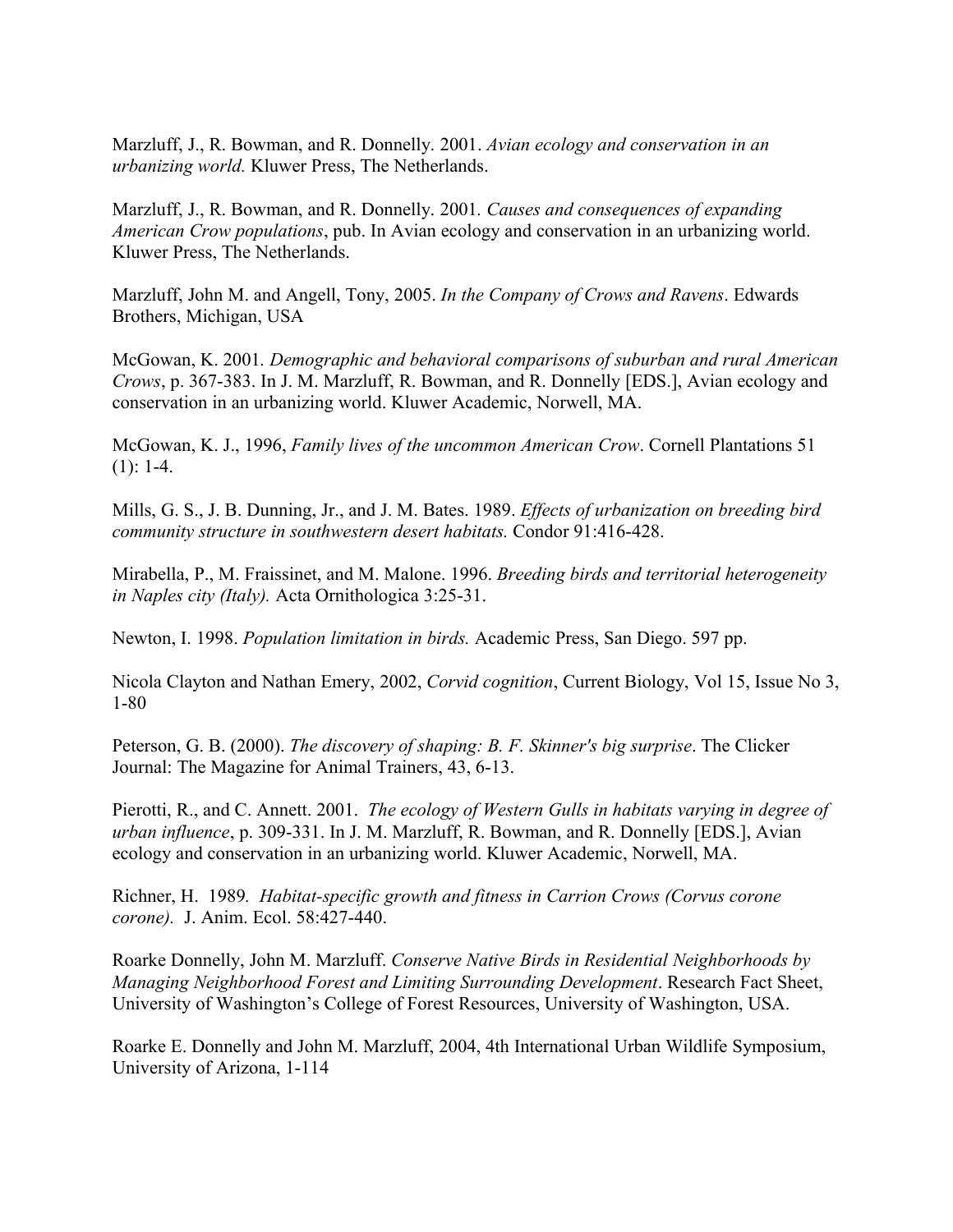Marzluff, J., R. Bowman, and R. Donnelly. 2001. *Avian ecology and conservation in an urbanizing world.* Kluwer Press, The Netherlands.

Marzluff, J., R. Bowman, and R. Donnelly. 2001*. Causes and consequences of expanding American Crow populations*, pub. In Avian ecology and conservation in an urbanizing world. Kluwer Press, The Netherlands.

Marzluff, John M. and Angell, Tony, 2005. *In the Company of Crows and Ravens*. Edwards Brothers, Michigan, USA

McGowan, K. 2001*. Demographic and behavioral comparisons of suburban and rural American Crows*, p. 367-383. In J. M. Marzluff, R. Bowman, and R. Donnelly [EDS.], Avian ecology and conservation in an urbanizing world. Kluwer Academic, Norwell, MA.

McGowan, K. J., 1996, *Family lives of the uncommon American Crow*. Cornell Plantations 51 (1): 1-4.

Mills, G. S., J. B. Dunning, Jr., and J. M. Bates. 1989. *Effects of urbanization on breeding bird community structure in southwestern desert habitats.* Condor 91:416-428.

Mirabella, P., M. Fraissinet, and M. Malone. 1996. *Breeding birds and territorial heterogeneity in Naples city (Italy).* Acta Ornithologica 3:25-31.

Newton, I. 1998. *Population limitation in birds.* Academic Press, San Diego. 597 pp.

Nicola Clayton and Nathan Emery, 2002, *Corvid cognition*, Current Biology, Vol 15, Issue No 3, 1-80

Peterson, G. B. (2000). *The discovery of shaping: B. F. Skinner's big surprise*. The Clicker Journal: The Magazine for Animal Trainers, 43, 6-13.

Pierotti, R., and C. Annett. 2001. *The ecology of Western Gulls in habitats varying in degree of urban influence*, p. 309-331. In J. M. Marzluff, R. Bowman, and R. Donnelly [EDS.], Avian ecology and conservation in an urbanizing world. Kluwer Academic, Norwell, MA.

Richner, H. 1989*. Habitat-specific growth and fitness in Carrion Crows (Corvus corone corone).* J. Anim. Ecol. 58:427-440.

Roarke Donnelly, John M. Marzluff. *Conserve Native Birds in Residential Neighborhoods by Managing Neighborhood Forest and Limiting Surrounding Development*. Research Fact Sheet, University of Washington's College of Forest Resources, University of Washington, USA.

Roarke E. Donnelly and John M. Marzluff, 2004, 4th International Urban Wildlife Symposium, University of Arizona, 1-114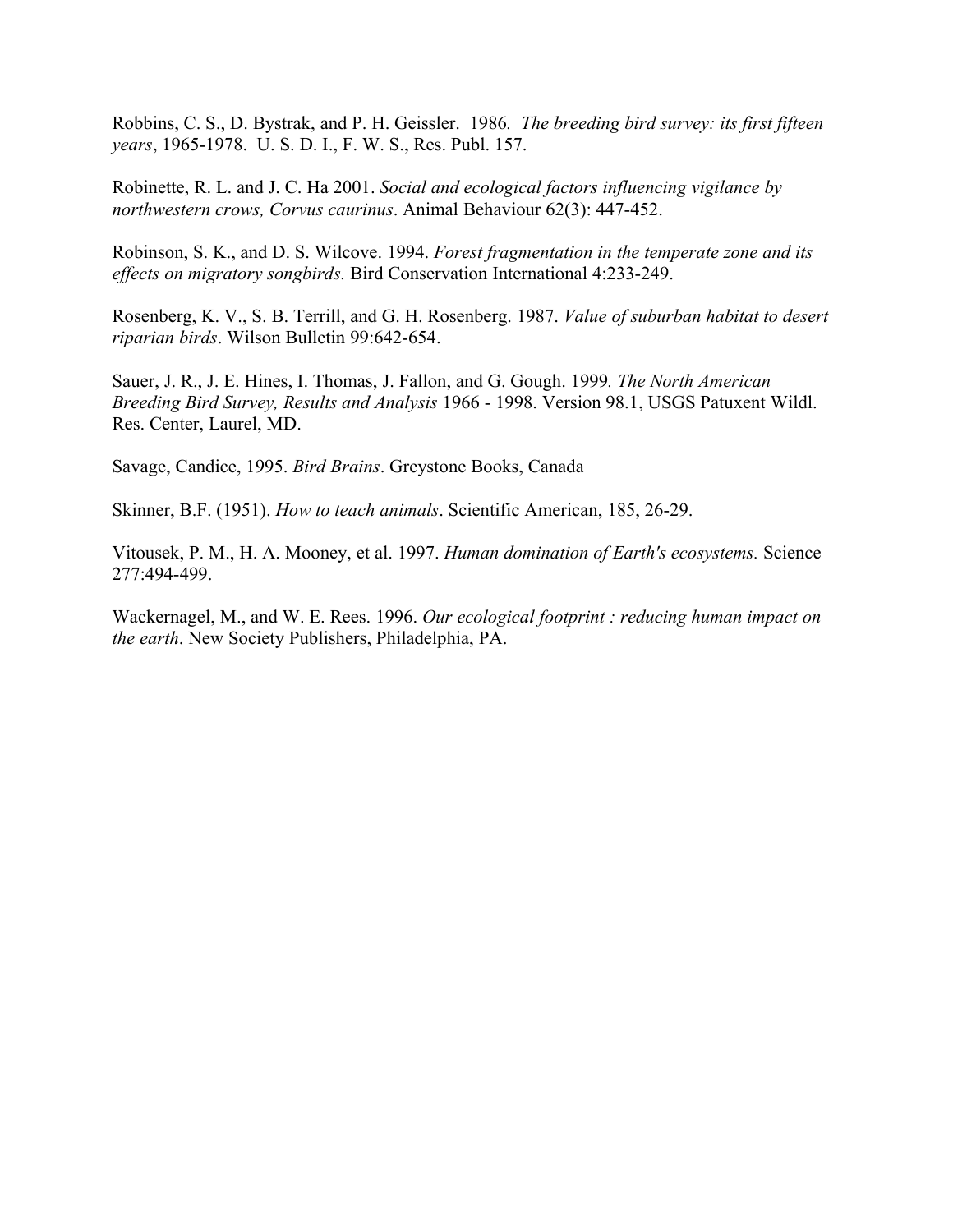Robbins, C. S., D. Bystrak, and P. H. Geissler. 1986. *The breeding bird survey: its first fifteen years*, 1965-1978. U. S. D. I., F. W. S., Res. Publ. 157.

Robinette, R. L. and J. C. Ha 2001. *Social and ecological factors influencing vigilance by northwestern crows, Corvus caurinus*. Animal Behaviour 62(3): 447-452.

Robinson, S. K., and D. S. Wilcove. 1994. *Forest fragmentation in the temperate zone and its effects on migratory songbirds.* Bird Conservation International 4:233-249.

Rosenberg, K. V., S. B. Terrill, and G. H. Rosenberg. 1987. *Value of suburban habitat to desert riparian birds*. Wilson Bulletin 99:642-654.

Sauer, J. R., J. E. Hines, I. Thomas, J. Fallon, and G. Gough. 1999. *The North American Breeding Bird Survey, Results and Analysis* 1966 - 1998. Version 98.1, USGS Patuxent Wildl. Res. Center, Laurel, MD.

Savage, Candice, 1995. *Bird Brains*. Greystone Books, Canada

Skinner, B.F. (1951). *How to teach animals*. Scientific American, 185, 26-29.

Vitousek, P. M., H. A. Mooney, et al. 1997. *Human domination of Earth's ecosystems.* Science 277:494-499.

Wackernagel, M., and W. E. Rees. 1996. *Our ecological footprint : reducing human impact on the earth*. New Society Publishers, Philadelphia, PA.